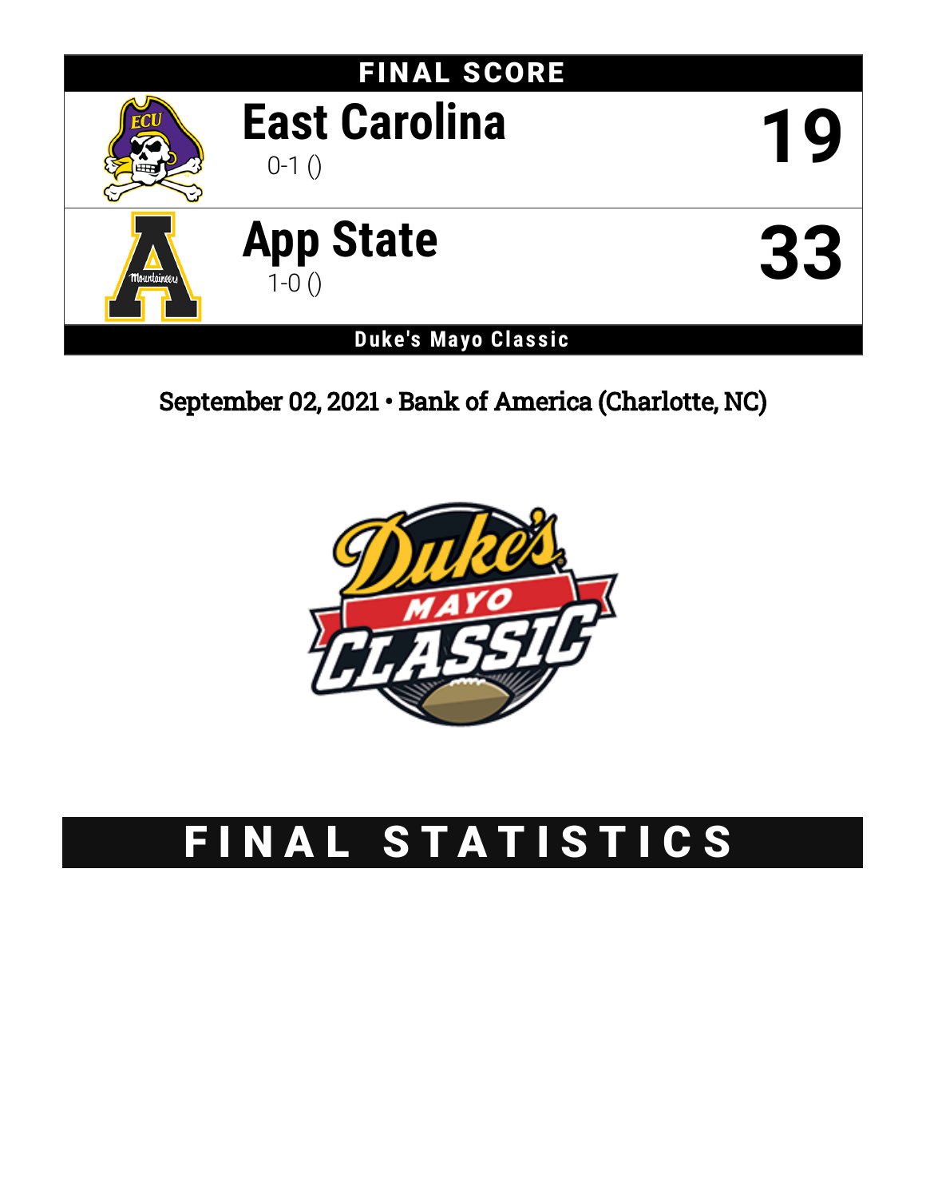## FINAL SCORE

| | | |
|---|---|---|
| **East Carolina** 0-1 () | | **19** |
| **App State** 1-0 () | | **33** |

**Duke's Mayo Classic**

September 02, 2021 • Bank of America (Charlotte, NC)

# FINAL STATISTICS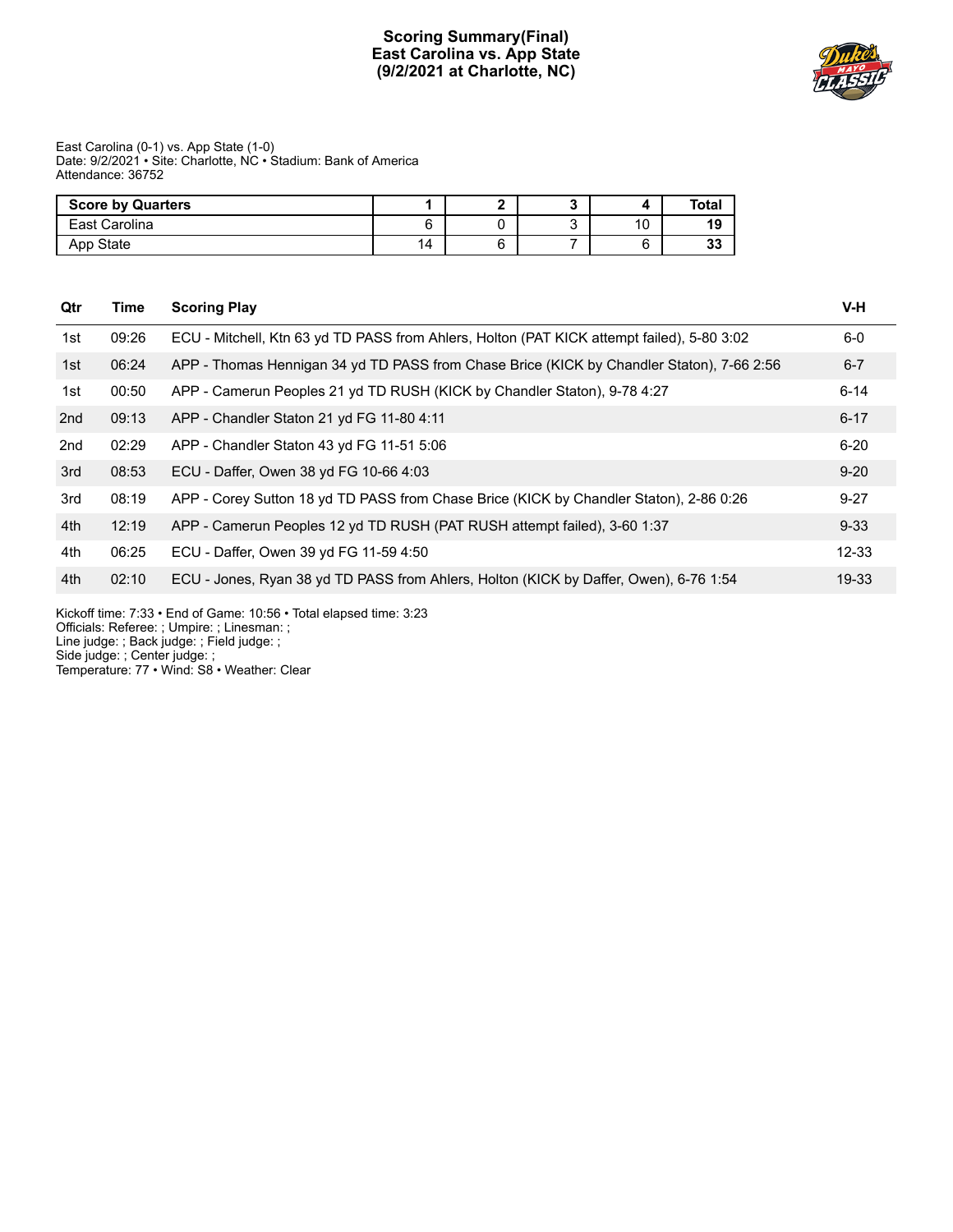# Scoring Summary(Final)
## East Carolina vs. App State
## (9/2/2021 at Charlotte, NC)

East Carolina (0-1) vs. App State (1-0)
Date: 9/2/2021 • Site: Charlotte, NC • Stadium: Bank of America
Attendance: 36752

| Score by Quarters | 1 | 2 | 3 | 4 | Total |
|---|---|---|---|---|---|
| East Carolina | 6 | 0 | 3 | 10 | **19** |
| App State | 14 | 6 | 7 | 6 | **33** |

| Qtr | Time | Scoring Play | V-H |
|---|---|---|---|
| 1st | 09:26 | ECU - Mitchell, Ktn 63 yd TD PASS from Ahlers, Holton (PAT KICK attempt failed), 5-80 3:02 | 6-0 |
| 1st | 06:24 | APP - Thomas Hennigan 34 yd TD PASS from Chase Brice (KICK by Chandler Staton), 7-66 2:56 | 6-7 |
| 1st | 00:50 | APP - Camerun Peoples 21 yd TD RUSH (KICK by Chandler Staton), 9-78 4:27 | 6-14 |
| 2nd | 09:13 | APP - Chandler Staton 21 yd FG 11-80 4:11 | 6-17 |
| 2nd | 02:29 | APP - Chandler Staton 43 yd FG 11-51 5:06 | 6-20 |
| 3rd | 08:53 | ECU - Daffer, Owen 38 yd FG 10-66 4:03 | 9-20 |
| 3rd | 08:19 | APP - Corey Sutton 18 yd TD PASS from Chase Brice (KICK by Chandler Staton), 2-86 0:26 | 9-27 |
| 4th | 12:19 | APP - Camerun Peoples 12 yd TD RUSH (PAT RUSH attempt failed), 3-60 1:37 | 9-33 |
| 4th | 06:25 | ECU - Daffer, Owen 39 yd FG 11-59 4:50 | 12-33 |
| 4th | 02:10 | ECU - Jones, Ryan 38 yd TD PASS from Ahlers, Holton (KICK by Daffer, Owen), 6-76 1:54 | 19-33 |

Kickoff time: 7:33 • End of Game: 10:56 • Total elapsed time: 3:23
Officials: Referee: ; Umpire: ; Linesman: ;
Line judge: ; Back judge: ; Field judge: ;
Side judge: ; Center judge: ;
Temperature: 77 • Wind: S8 • Weather: Clear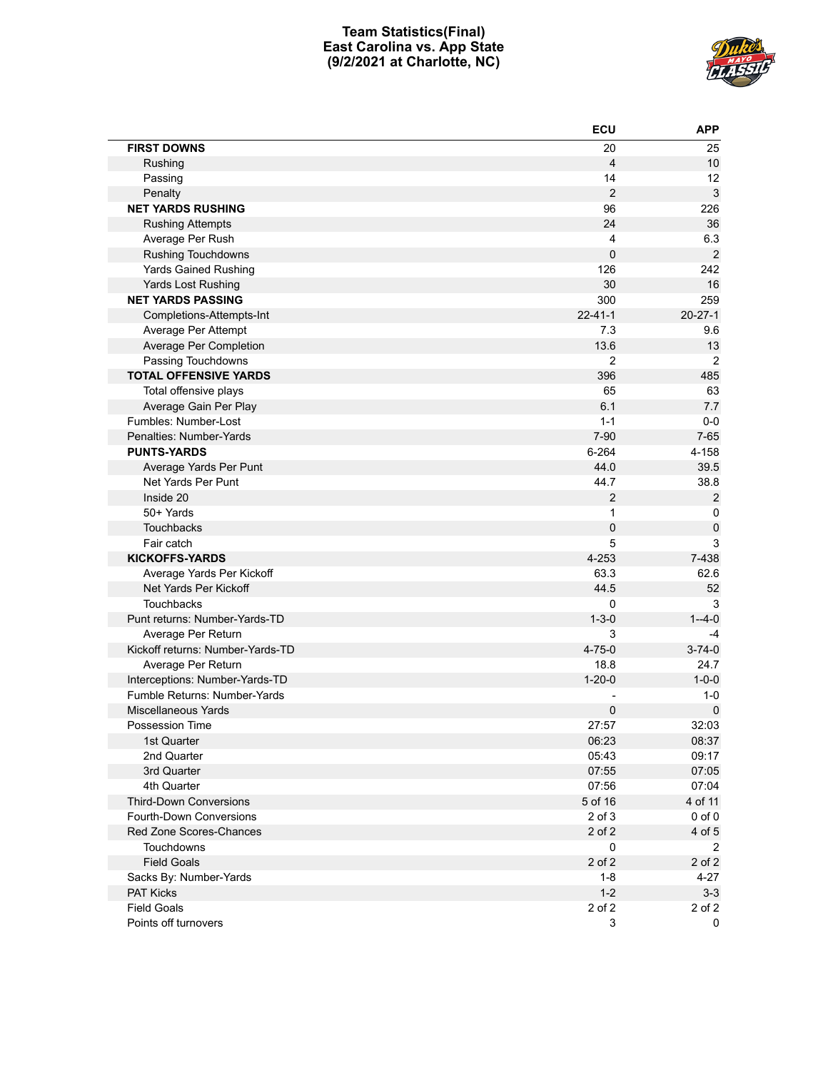# Team Statistics(Final)
## East Carolina vs. App State
## (9/2/2021 at Charlotte, NC)

| | ECU | APP |
|---|---|---|
| **FIRST DOWNS** | 20 | 25 |
| Rushing | 4 | 10 |
| Passing | 14 | 12 |
| Penalty | 2 | 3 |
| **NET YARDS RUSHING** | 96 | 226 |
| Rushing Attempts | 24 | 36 |
| Average Per Rush | 4 | 6.3 |
| Rushing Touchdowns | 0 | 2 |
| Yards Gained Rushing | 126 | 242 |
| Yards Lost Rushing | 30 | 16 |
| **NET YARDS PASSING** | 300 | 259 |
| Completions-Attempts-Int | 22-41-1 | 20-27-1 |
| Average Per Attempt | 7.3 | 9.6 |
| Average Per Completion | 13.6 | 13 |
| Passing Touchdowns | 2 | 2 |
| **TOTAL OFFENSIVE YARDS** | 396 | 485 |
| Total offensive plays | 65 | 63 |
| Average Gain Per Play | 6.1 | 7.7 |
| Fumbles: Number-Lost | 1-1 | 0-0 |
| Penalties: Number-Yards | 7-90 | 7-65 |
| **PUNTS-YARDS** | 6-264 | 4-158 |
| Average Yards Per Punt | 44.0 | 39.5 |
| Net Yards Per Punt | 44.7 | 38.8 |
| Inside 20 | 2 | 2 |
| 50+ Yards | 1 | 0 |
| Touchbacks | 0 | 0 |
| Fair catch | 5 | 3 |
| **KICKOFFS-YARDS** | 4-253 | 7-438 |
| Average Yards Per Kickoff | 63.3 | 62.6 |
| Net Yards Per Kickoff | 44.5 | 52 |
| Touchbacks | 0 | 3 |
| Punt returns: Number-Yards-TD | 1-3-0 | 1--4-0 |
| Average Per Return | 3 | -4 |
| Kickoff returns: Number-Yards-TD | 4-75-0 | 3-74-0 |
| Average Per Return | 18.8 | 24.7 |
| Interceptions: Number-Yards-TD | 1-20-0 | 1-0-0 |
| Fumble Returns: Number-Yards | - | 1-0 |
| Miscellaneous Yards | 0 | 0 |
| Possession Time | 27:57 | 32:03 |
| 1st Quarter | 06:23 | 08:37 |
| 2nd Quarter | 05:43 | 09:17 |
| 3rd Quarter | 07:55 | 07:05 |
| 4th Quarter | 07:56 | 07:04 |
| Third-Down Conversions | 5 of 16 | 4 of 11 |
| Fourth-Down Conversions | 2 of 3 | 0 of 0 |
| Red Zone Scores-Chances | 2 of 2 | 4 of 5 |
| Touchdowns | 0 | 2 |
| Field Goals | 2 of 2 | 2 of 2 |
| Sacks By: Number-Yards | 1-8 | 4-27 |
| PAT Kicks | 1-2 | 3-3 |
| Field Goals | 2 of 2 | 2 of 2 |
| Points off turnovers | 3 | 0 |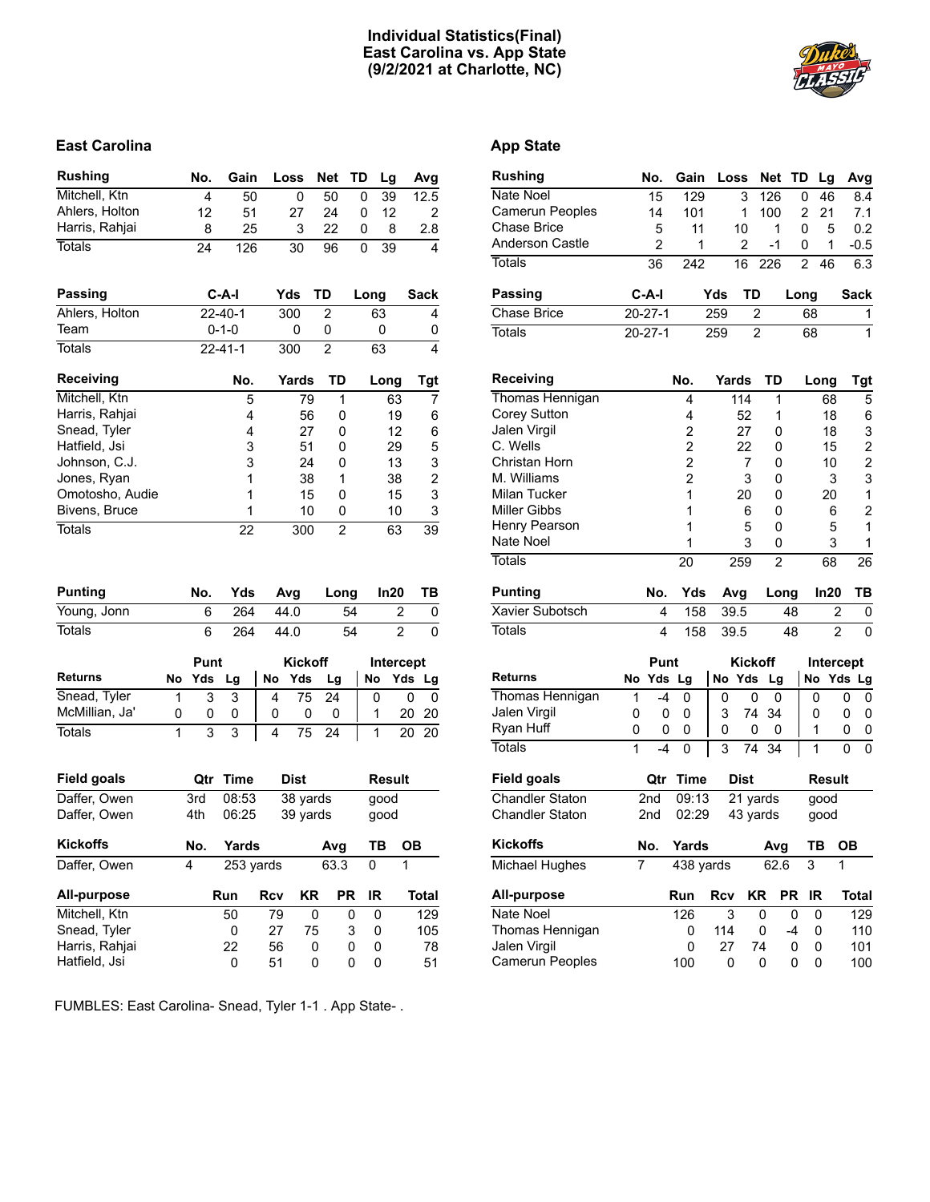# Individual Statistics(Final)
## East Carolina vs. App State
## (9/2/2021 at Charlotte, NC)

## East Carolina

| Rushing | No. | Gain | Loss | Net | TD | Lg | Avg |
|---|---|---|---|---|---|---|---|
| Mitchell, Ktn | 4 | 50 | 0 | 50 | 0 | 39 | 12.5 |
| Ahlers, Holton | 12 | 51 | 27 | 24 | 0 | 12 | 2 |
| Harris, Rahjai | 8 | 25 | 3 | 22 | 0 | 8 | 2.8 |
| Totals | 24 | 126 | 30 | 96 | 0 | 39 | 4 |

| Passing | C-A-I | Yds | TD | Long | Sack |
|---|---|---|---|---|---|
| Ahlers, Holton | 22-40-1 | 300 | 2 | 63 | 4 |
| Team | 0-1-0 | 0 | 0 | 0 | 0 |
| Totals | 22-41-1 | 300 | 2 | 63 | 4 |

| Receiving | No. | Yards | TD | Long | Tgt |
|---|---|---|---|---|---|
| Mitchell, Ktn | 5 | 79 | 1 | 63 | 7 |
| Harris, Rahjai | 4 | 56 | 0 | 19 | 6 |
| Snead, Tyler | 4 | 27 | 0 | 12 | 6 |
| Hatfield, Jsi | 3 | 51 | 0 | 29 | 5 |
| Johnson, C.J. | 3 | 24 | 0 | 13 | 3 |
| Jones, Ryan | 1 | 38 | 1 | 38 | 2 |
| Omotosho, Audie | 1 | 15 | 0 | 15 | 3 |
| Bivens, Bruce | 1 | 10 | 0 | 10 | 3 |
| Totals | 22 | 300 | 2 | 63 | 39 |

| Punting | No. | Yds | Avg | Long | In20 | TB |
|---|---|---|---|---|---|---|
| Young, Jonn | 6 | 264 | 44.0 | 54 | 2 | 0 |
| Totals | 6 | 264 | 44.0 | 54 | 2 | 0 |

| Returns | Punt | | | Kickoff | | | Intercept | | |
|---|---|---|---|---|---|---|---|---|---|
| | No | Yds | Lg | No | Yds | Lg | No | Yds | Lg |
| Snead, Tyler | 1 | 3 | 3 | 4 | 75 | 24 | 0 | 0 | 0 |
| McMillian, Ja' | 0 | 0 | 0 | 0 | 0 | 0 | 1 | 20 | 20 |
| Totals | 1 | 3 | 3 | 4 | 75 | 24 | 1 | 20 | 20 |

| Field goals | Qtr | Time | Dist | Result |
|---|---|---|---|---|
| Daffer, Owen | 3rd | 08:53 | 38 yards | good |
| Daffer, Owen | 4th | 06:25 | 39 yards | good |

| Kickoffs | No. | Yards | Avg | TB | OB |
|---|---|---|---|---|---|
| Daffer, Owen | 4 | 253 yards | 63.3 | 0 | 1 |

| All-purpose | Run | Rcv | KR | PR | IR | Total |
|---|---|---|---|---|---|---|
| Mitchell, Ktn | 50 | 79 | 0 | 0 | 0 | 129 |
| Snead, Tyler | 0 | 27 | 75 | 3 | 0 | 105 |
| Harris, Rahjai | 22 | 56 | 0 | 0 | 0 | 78 |
| Hatfield, Jsi | 0 | 51 | 0 | 0 | 0 | 51 |

## App State

| Rushing | No. | Gain | Loss | Net | TD | Lg | Avg |
|---|---|---|---|---|---|---|---|
| Nate Noel | 15 | 129 | 3 | 126 | 0 | 46 | 8.4 |
| Camerun Peoples | 14 | 101 | 1 | 100 | 2 | 21 | 7.1 |
| Chase Brice | 5 | 11 | 10 | 1 | 0 | 5 | 0.2 |
| Anderson Castle | 2 | 1 | 2 | -1 | 0 | 1 | -0.5 |
| Totals | 36 | 242 | 16 | 226 | 2 | 46 | 6.3 |

| Passing | C-A-I | Yds | TD | Long | Sack |
|---|---|---|---|---|---|
| Chase Brice | 20-27-1 | 259 | 2 | 68 | 1 |
| Totals | 20-27-1 | 259 | 2 | 68 | 1 |

| Receiving | No. | Yards | TD | Long | Tgt |
|---|---|---|---|---|---|
| Thomas Hennigan | 4 | 114 | 1 | 68 | 5 |
| Corey Sutton | 4 | 52 | 1 | 18 | 6 |
| Jalen Virgil | 2 | 27 | 0 | 18 | 3 |
| C. Wells | 2 | 22 | 0 | 15 | 2 |
| Christan Horn | 2 | 7 | 0 | 10 | 2 |
| M. Williams | 2 | 3 | 0 | 3 | 3 |
| Milan Tucker | 1 | 20 | 0 | 20 | 1 |
| Miller Gibbs | 1 | 6 | 0 | 6 | 2 |
| Henry Pearson | 1 | 5 | 0 | 5 | 1 |
| Nate Noel | 1 | 3 | 0 | 3 | 1 |
| Totals | 20 | 259 | 2 | 68 | 26 |

| Punting | No. | Yds | Avg | Long | In20 | TB |
|---|---|---|---|---|---|---|
| Xavier Subotsch | 4 | 158 | 39.5 | 48 | 2 | 0 |
| Totals | 4 | 158 | 39.5 | 48 | 2 | 0 |

| Returns | Punt | | | Kickoff | | | Intercept | | |
|---|---|---|---|---|---|---|---|---|---|
| | No | Yds | Lg | No | Yds | Lg | No | Yds | Lg |
| Thomas Hennigan | 1 | -4 | 0 | 0 | 0 | 0 | 0 | 0 | 0 |
| Jalen Virgil | 0 | 0 | 0 | 3 | 74 | 34 | 0 | 0 | 0 |
| Ryan Huff | 0 | 0 | 0 | 0 | 0 | 0 | 1 | 0 | 0 |
| Totals | 1 | -4 | 0 | 3 | 74 | 34 | 1 | 0 | 0 |

| Field goals | Qtr | Time | Dist | Result |
|---|---|---|---|---|
| Chandler Staton | 2nd | 09:13 | 21 yards | good |
| Chandler Staton | 2nd | 02:29 | 43 yards | good |

| Kickoffs | No. | Yards | Avg | TB | OB |
|---|---|---|---|---|---|
| Michael Hughes | 7 | 438 yards | 62.6 | 3 | 1 |

| All-purpose | Run | Rcv | KR | PR | IR | Total |
|---|---|---|---|---|---|---|
| Nate Noel | 126 | 3 | 0 | 0 | 0 | 129 |
| Thomas Hennigan | 0 | 114 | 0 | -4 | 0 | 110 |
| Jalen Virgil | 0 | 27 | 74 | 0 | 0 | 101 |
| Camerun Peoples | 100 | 0 | 0 | 0 | 0 | 100 |

FUMBLES: East Carolina- Snead, Tyler 1-1 . App State- .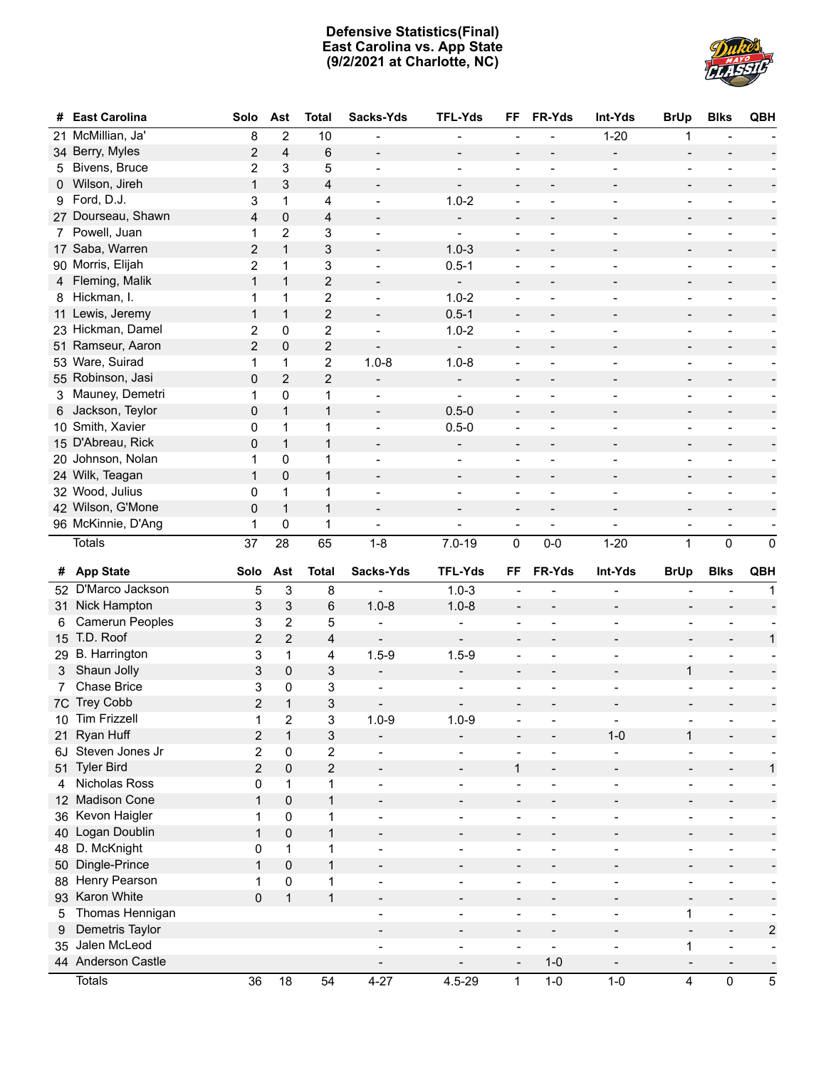# Defensive Statistics(Final)
## East Carolina vs. App State
## (9/2/2021 at Charlotte, NC)

| # | East Carolina | Solo | Ast | Total | Sacks-Yds | TFL-Yds | FF | FR-Yds | Int-Yds | BrUp | Blks | QBH |
|---|---|---|---|---|---|---|---|---|---|---|---|---|
| 21 | McMillian, Ja' | 8 | 2 | 10 | - | - | - | - | 1-20 | 1 | - | - |
| 34 | Berry, Myles | 2 | 4 | 6 | - | - | - | - | - | - | - | - |
| 5 | Bivens, Bruce | 2 | 3 | 5 | - | - | - | - | - | - | - | - |
| 0 | Wilson, Jireh | 1 | 3 | 4 | - | - | - | - | - | - | - | - |
| 9 | Ford, D.J. | 3 | 1 | 4 | - | 1.0-2 | - | - | - | - | - | - |
| 27 | Dourseau, Shawn | 4 | 0 | 4 | - | - | - | - | - | - | - | - |
| 7 | Powell, Juan | 1 | 2 | 3 | - | - | - | - | - | - | - | - |
| 17 | Saba, Warren | 2 | 1 | 3 | - | 1.0-3 | - | - | - | - | - | - |
| 90 | Morris, Elijah | 2 | 1 | 3 | - | 0.5-1 | - | - | - | - | - | - |
| 4 | Fleming, Malik | 1 | 1 | 2 | - | - | - | - | - | - | - | - |
| 8 | Hickman, I. | 1 | 1 | 2 | - | 1.0-2 | - | - | - | - | - | - |
| 11 | Lewis, Jeremy | 1 | 1 | 2 | - | 0.5-1 | - | - | - | - | - | - |
| 23 | Hickman, Damel | 2 | 0 | 2 | - | 1.0-2 | - | - | - | - | - | - |
| 51 | Ramseur, Aaron | 2 | 0 | 2 | - | - | - | - | - | - | - | - |
| 53 | Ware, Suirad | 1 | 1 | 2 | 1.0-8 | 1.0-8 | - | - | - | - | - | - |
| 55 | Robinson, Jasi | 0 | 2 | 2 | - | - | - | - | - | - | - | - |
| 3 | Mauney, Demetri | 1 | 0 | 1 | - | - | - | - | - | - | - | - |
| 6 | Jackson, Teylor | 0 | 1 | 1 | - | 0.5-0 | - | - | - | - | - | - |
| 10 | Smith, Xavier | 0 | 1 | 1 | - | 0.5-0 | - | - | - | - | - | - |
| 15 | D'Abreau, Rick | 0 | 1 | 1 | - | - | - | - | - | - | - | - |
| 20 | Johnson, Nolan | 1 | 0 | 1 | - | - | - | - | - | - | - | - |
| 24 | Wilk, Teagan | 1 | 0 | 1 | - | - | - | - | - | - | - | - |
| 32 | Wood, Julius | 0 | 1 | 1 | - | - | - | - | - | - | - | - |
| 42 | Wilson, G'Mone | 0 | 1 | 1 | - | - | - | - | - | - | - | - |
| 96 | McKinnie, D'Ang | 1 | 0 | 1 | - | - | - | - | - | - | - | - |
| | Totals | 37 | 28 | 65 | 1-8 | 7.0-19 | 0 | 0-0 | 1-20 | 1 | 0 | 0 |

| # | App State | Solo | Ast | Total | Sacks-Yds | TFL-Yds | FF | FR-Yds | Int-Yds | BrUp | Blks | QBH |
|---|---|---|---|---|---|---|---|---|---|---|---|---|
| 52 | D'Marco Jackson | 5 | 3 | 8 | - | 1.0-3 | - | - | - | - | - | 1 |
| 31 | Nick Hampton | 3 | 3 | 6 | 1.0-8 | 1.0-8 | - | - | - | - | - | - |
| 6 | Camerun Peoples | 3 | 2 | 5 | - | - | - | - | - | - | - | - |
| 15 | T.D. Roof | 2 | 2 | 4 | - | - | - | - | - | - | - | 1 |
| 29 | B. Harrington | 3 | 1 | 4 | 1.5-9 | 1.5-9 | - | - | - | - | - | - |
| 3 | Shaun Jolly | 3 | 0 | 3 | - | - | - | - | - | 1 | - | - |
| 7 | Chase Brice | 3 | 0 | 3 | - | - | - | - | - | - | - | - |
| 7C | Trey Cobb | 2 | 1 | 3 | - | - | - | - | - | - | - | - |
| 10 | Tim Frizzell | 1 | 2 | 3 | 1.0-9 | 1.0-9 | - | - | - | - | - | - |
| 21 | Ryan Huff | 2 | 1 | 3 | - | - | - | - | 1-0 | 1 | - | - |
| 6J | Steven Jones Jr | 2 | 0 | 2 | - | - | - | - | - | - | - | - |
| 51 | Tyler Bird | 2 | 0 | 2 | - | - | 1 | - | - | - | - | 1 |
| 4 | Nicholas Ross | 0 | 1 | 1 | - | - | - | - | - | - | - | - |
| 12 | Madison Cone | 1 | 0 | 1 | - | - | - | - | - | - | - | - |
| 36 | Kevon Haigler | 1 | 0 | 1 | - | - | - | - | - | - | - | - |
| 40 | Logan Doublin | 1 | 0 | 1 | - | - | - | - | - | - | - | - |
| 48 | D. McKnight | 0 | 1 | 1 | - | - | - | - | - | - | - | - |
| 50 | Dingle-Prince | 1 | 0 | 1 | - | - | - | - | - | - | - | - |
| 88 | Henry Pearson | 1 | 0 | 1 | - | - | - | - | - | - | - | - |
| 93 | Karon White | 0 | 1 | 1 | - | - | - | - | - | - | - | - |
| 5 | Thomas Hennigan | | | | - | - | - | - | - | 1 | - | - |
| 9 | Demetris Taylor | | | | - | - | - | - | - | - | - | 2 |
| 35 | Jalen McLeod | | | | - | - | - | - | - | 1 | - | - |
| 44 | Anderson Castle | | | | - | - | - | 1-0 | - | - | - | - |
| | Totals | 36 | 18 | 54 | 4-27 | 4.5-29 | 1 | 1-0 | 1-0 | 4 | 0 | 5 |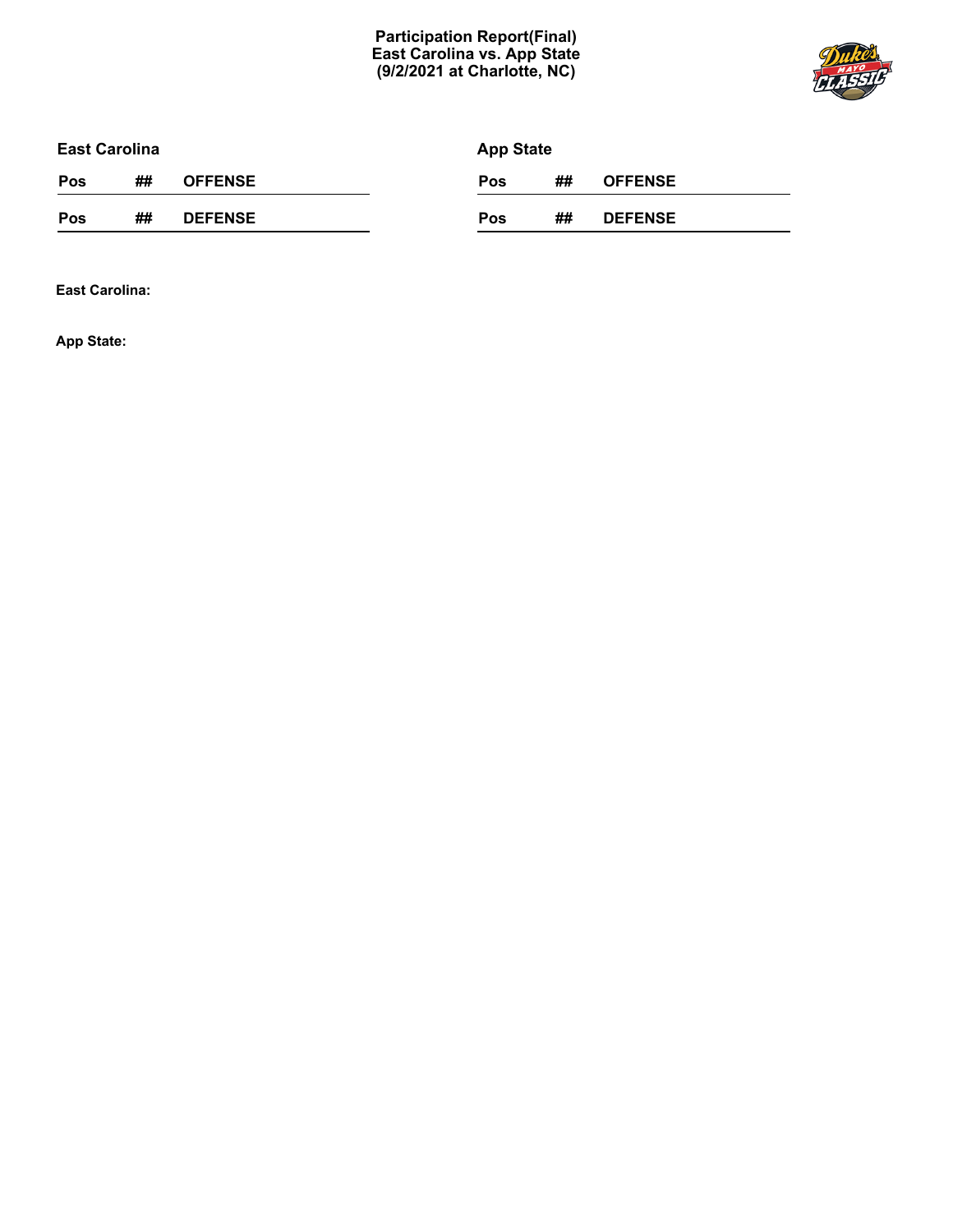# Participation Report(Final)
## East Carolina vs. App State
## (9/2/2021 at Charlotte, NC)

### East Carolina

| Pos | ## | OFFENSE |
|---|---|---|

| Pos | ## | DEFENSE |
|---|---|---|

### App State

| Pos | ## | OFFENSE |
|---|---|---|

| Pos | ## | DEFENSE |
|---|---|---|

**East Carolina:**

**App State:**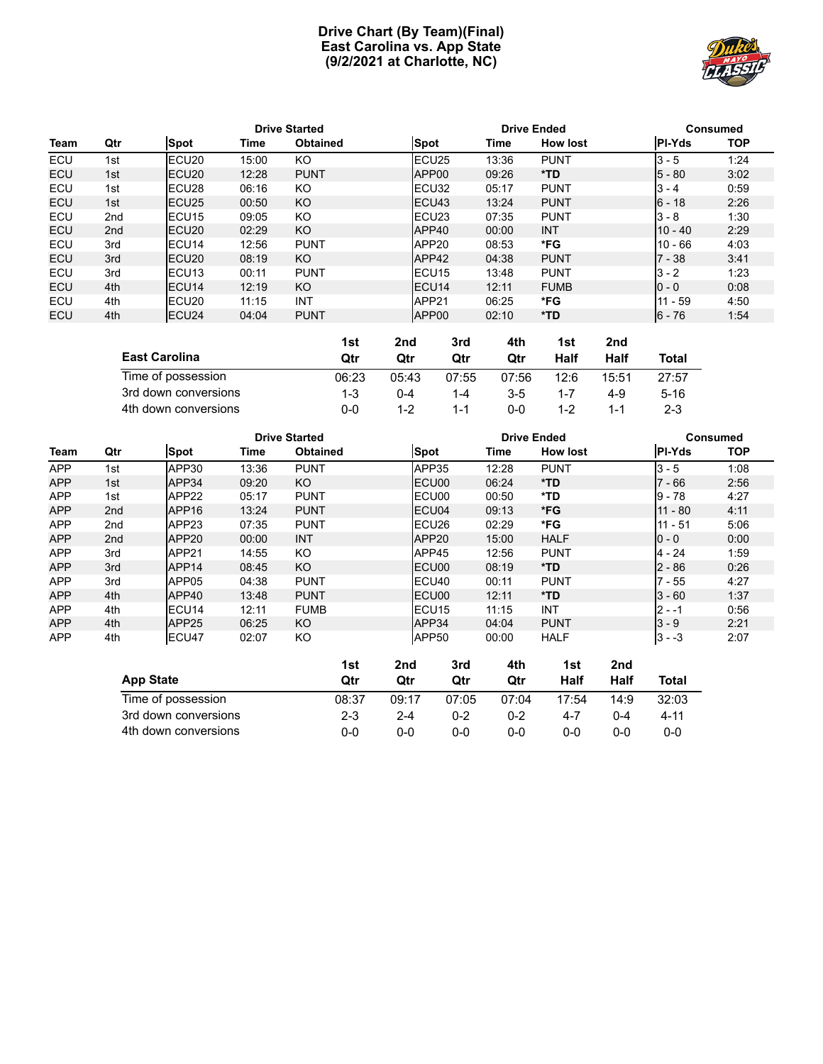# Drive Chart (By Team)(Final)
## East Carolina vs. App State
## (9/2/2021 at Charlotte, NC)

| | | Drive Started | | | Drive Ended | | | Consumed | |
|---|---|---|---|---|---|---|---|---|---|
| **Team** | **Qtr** | **Spot** | **Time** | **Obtained** | **Spot** | **Time** | **How lost** | **Pl-Yds** | **TOP** |
| ECU | 1st | ECU20 | 15:00 | KO | ECU25 | 13:36 | PUNT | 3 - 5 | 1:24 |
| ECU | 1st | ECU20 | 12:28 | PUNT | APP00 | 09:26 | *TD | 5 - 80 | 3:02 |
| ECU | 1st | ECU28 | 06:16 | KO | ECU32 | 05:17 | PUNT | 3 - 4 | 0:59 |
| ECU | 1st | ECU25 | 00:50 | KO | ECU43 | 13:24 | PUNT | 6 - 18 | 2:26 |
| ECU | 2nd | ECU15 | 09:05 | KO | ECU23 | 07:35 | PUNT | 3 - 8 | 1:30 |
| ECU | 2nd | ECU20 | 02:29 | KO | APP40 | 00:00 | INT | 10 - 40 | 2:29 |
| ECU | 3rd | ECU14 | 12:56 | PUNT | APP20 | 08:53 | *FG | 10 - 66 | 4:03 |
| ECU | 3rd | ECU20 | 08:19 | KO | APP42 | 04:38 | PUNT | 7 - 38 | 3:41 |
| ECU | 3rd | ECU13 | 00:11 | PUNT | ECU15 | 13:48 | PUNT | 3 - 2 | 1:23 |
| ECU | 4th | ECU14 | 12:19 | KO | ECU14 | 12:11 | FUMB | 0 - 0 | 0:08 |
| ECU | 4th | ECU20 | 11:15 | INT | APP21 | 06:25 | *FG | 11 - 59 | 4:50 |
| ECU | 4th | ECU24 | 04:04 | PUNT | APP00 | 02:10 | *TD | 6 - 76 | 1:54 |

| East Carolina | 1st Qtr | 2nd Qtr | 3rd Qtr | 4th Qtr | 1st Half | 2nd Half | Total |
|---|---|---|---|---|---|---|---|
| Time of possession | 06:23 | 05:43 | 07:55 | 07:56 | 12:6 | 15:51 | 27:57 |
| 3rd down conversions | 1-3 | 0-4 | 1-4 | 3-5 | 1-7 | 4-9 | 5-16 |
| 4th down conversions | 0-0 | 1-2 | 1-1 | 0-0 | 1-2 | 1-1 | 2-3 |

| | | Drive Started | | | Drive Ended | | | Consumed | |
|---|---|---|---|---|---|---|---|---|---|
| **Team** | **Qtr** | **Spot** | **Time** | **Obtained** | **Spot** | **Time** | **How lost** | **Pl-Yds** | **TOP** |
| APP | 1st | APP30 | 13:36 | PUNT | APP35 | 12:28 | PUNT | 3 - 5 | 1:08 |
| APP | 1st | APP34 | 09:20 | KO | ECU00 | 06:24 | *TD | 7 - 66 | 2:56 |
| APP | 1st | APP22 | 05:17 | PUNT | ECU00 | 00:50 | *TD | 9 - 78 | 4:27 |
| APP | 2nd | APP16 | 13:24 | PUNT | ECU04 | 09:13 | *FG | 11 - 80 | 4:11 |
| APP | 2nd | APP23 | 07:35 | PUNT | ECU26 | 02:29 | *FG | 11 - 51 | 5:06 |
| APP | 2nd | APP20 | 00:00 | INT | APP20 | 15:00 | HALF | 0 - 0 | 0:00 |
| APP | 3rd | APP21 | 14:55 | KO | APP45 | 12:56 | PUNT | 4 - 24 | 1:59 |
| APP | 3rd | APP14 | 08:45 | KO | ECU00 | 08:19 | *TD | 2 - 86 | 0:26 |
| APP | 3rd | APP05 | 04:38 | PUNT | ECU40 | 00:11 | PUNT | 7 - 55 | 4:27 |
| APP | 4th | APP40 | 13:48 | PUNT | ECU00 | 12:11 | *TD | 3 - 60 | 1:37 |
| APP | 4th | ECU14 | 12:11 | FUMB | ECU15 | 11:15 | INT | 2 - -1 | 0:56 |
| APP | 4th | APP25 | 06:25 | KO | APP34 | 04:04 | PUNT | 3 - 9 | 2:21 |
| APP | 4th | ECU47 | 02:07 | KO | APP50 | 00:00 | HALF | 3 - -3 | 2:07 |

| App State | 1st Qtr | 2nd Qtr | 3rd Qtr | 4th Qtr | 1st Half | 2nd Half | Total |
|---|---|---|---|---|---|---|---|
| Time of possession | 08:37 | 09:17 | 07:05 | 07:04 | 17:54 | 14:9 | 32:03 |
| 3rd down conversions | 2-3 | 2-4 | 0-2 | 0-2 | 4-7 | 0-4 | 4-11 |
| 4th down conversions | 0-0 | 0-0 | 0-0 | 0-0 | 0-0 | 0-0 | 0-0 |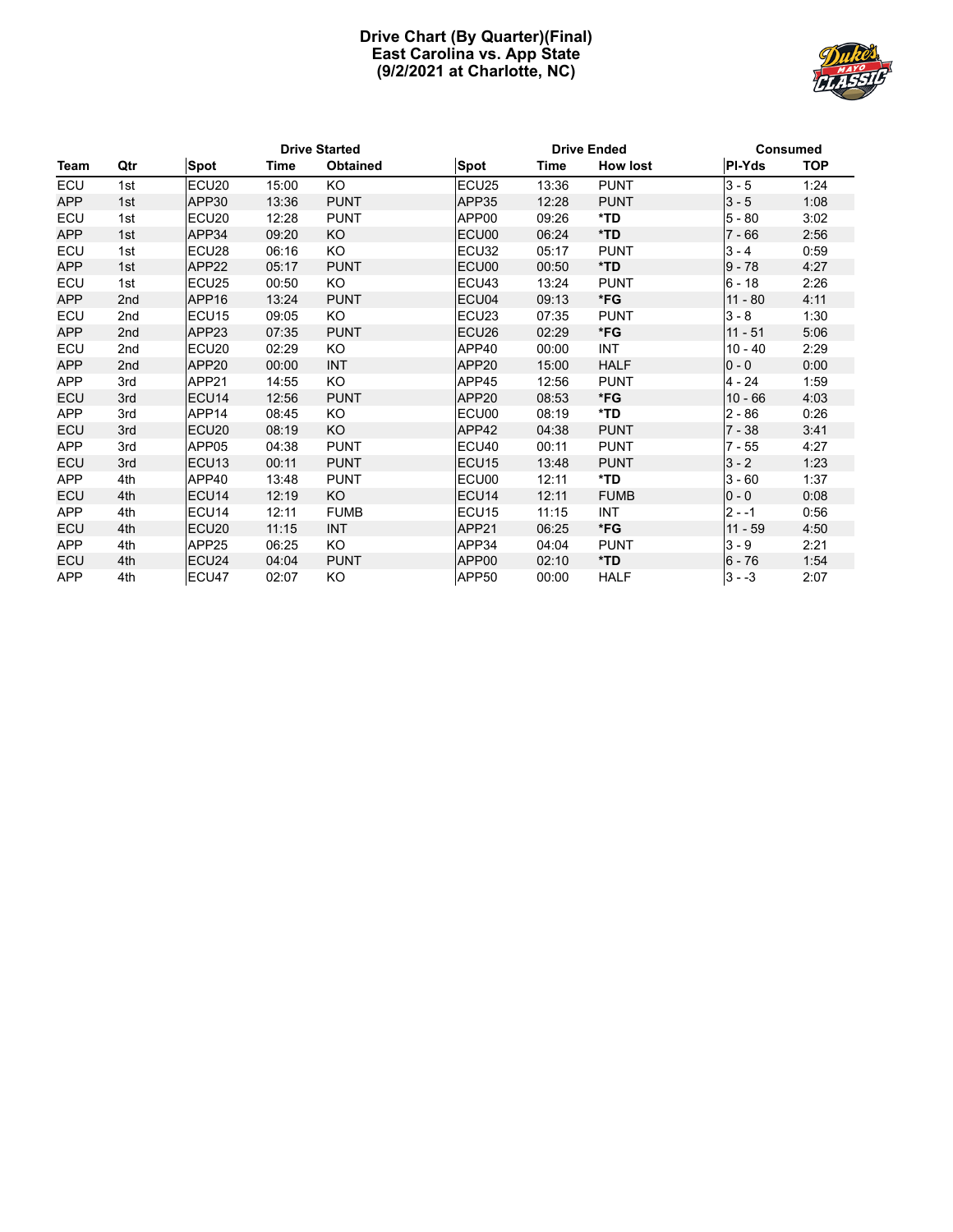# Drive Chart (By Quarter)(Final)
## East Carolina vs. App State
## (9/2/2021 at Charlotte, NC)

| Team | Qtr | Drive Started | | | Drive Ended | | | Consumed | |
|---|---|---|---|---|---|---|---|---|---|
| | | Spot | Time | Obtained | Spot | Time | How lost | Pl-Yds | TOP |
| ECU | 1st | ECU20 | 15:00 | KO | ECU25 | 13:36 | PUNT | 3 - 5 | 1:24 |
| APP | 1st | APP30 | 13:36 | PUNT | APP35 | 12:28 | PUNT | 3 - 5 | 1:08 |
| ECU | 1st | ECU20 | 12:28 | PUNT | APP00 | 09:26 | *TD | 5 - 80 | 3:02 |
| APP | 1st | APP34 | 09:20 | KO | ECU00 | 06:24 | *TD | 7 - 66 | 2:56 |
| ECU | 1st | ECU28 | 06:16 | KO | ECU32 | 05:17 | PUNT | 3 - 4 | 0:59 |
| APP | 1st | APP22 | 05:17 | PUNT | ECU00 | 00:50 | *TD | 9 - 78 | 4:27 |
| ECU | 1st | ECU25 | 00:50 | KO | ECU43 | 13:24 | PUNT | 6 - 18 | 2:26 |
| APP | 2nd | APP16 | 13:24 | PUNT | ECU04 | 09:13 | *FG | 11 - 80 | 4:11 |
| ECU | 2nd | ECU15 | 09:05 | KO | ECU23 | 07:35 | PUNT | 3 - 8 | 1:30 |
| APP | 2nd | APP23 | 07:35 | PUNT | ECU26 | 02:29 | *FG | 11 - 51 | 5:06 |
| ECU | 2nd | ECU20 | 02:29 | KO | APP40 | 00:00 | INT | 10 - 40 | 2:29 |
| APP | 2nd | APP20 | 00:00 | INT | APP20 | 15:00 | HALF | 0 - 0 | 0:00 |
| APP | 3rd | APP21 | 14:55 | KO | APP45 | 12:56 | PUNT | 4 - 24 | 1:59 |
| ECU | 3rd | ECU14 | 12:56 | PUNT | APP20 | 08:53 | *FG | 10 - 66 | 4:03 |
| APP | 3rd | APP14 | 08:45 | KO | ECU00 | 08:19 | *TD | 2 - 86 | 0:26 |
| ECU | 3rd | ECU20 | 08:19 | KO | APP42 | 04:38 | PUNT | 7 - 38 | 3:41 |
| APP | 3rd | APP05 | 04:38 | PUNT | ECU40 | 00:11 | PUNT | 7 - 55 | 4:27 |
| ECU | 3rd | ECU13 | 00:11 | PUNT | ECU15 | 13:48 | PUNT | 3 - 2 | 1:23 |
| APP | 4th | APP40 | 13:48 | PUNT | ECU00 | 12:11 | *TD | 3 - 60 | 1:37 |
| ECU | 4th | ECU14 | 12:19 | KO | ECU14 | 12:11 | FUMB | 0 - 0 | 0:08 |
| APP | 4th | ECU14 | 12:11 | FUMB | ECU15 | 11:15 | INT | 2 - -1 | 0:56 |
| ECU | 4th | ECU20 | 11:15 | INT | APP21 | 06:25 | *FG | 11 - 59 | 4:50 |
| APP | 4th | APP25 | 06:25 | KO | APP34 | 04:04 | PUNT | 3 - 9 | 2:21 |
| ECU | 4th | ECU24 | 04:04 | PUNT | APP00 | 02:10 | *TD | 6 - 76 | 1:54 |
| APP | 4th | ECU47 | 02:07 | KO | APP50 | 00:00 | HALF | 3 - -3 | 2:07 |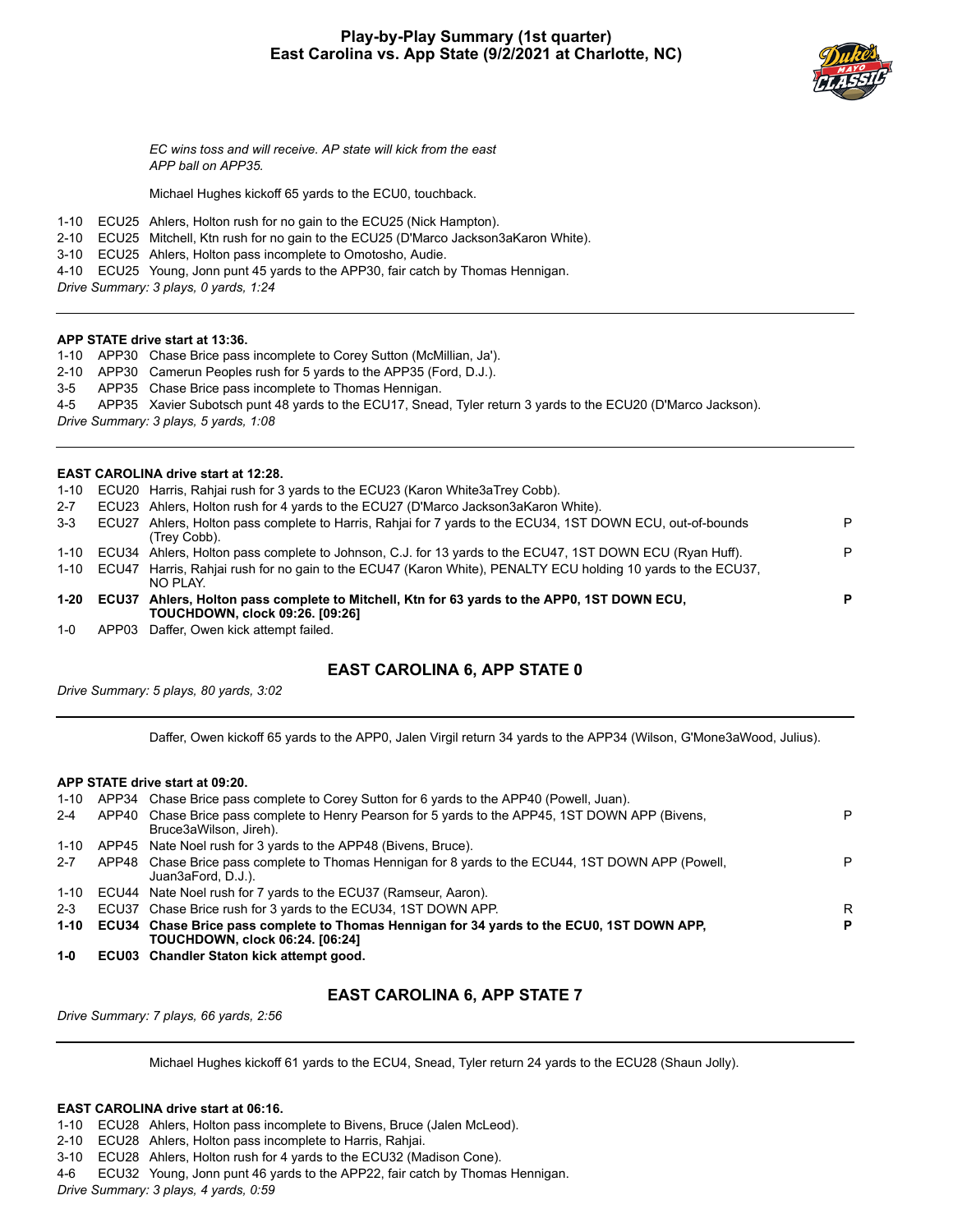# Play-by-Play Summary (1st quarter)
## East Carolina vs. App State (9/2/2021 at Charlotte, NC)

*EC wins toss and will receive. AP state will kick from the east*
*APP ball on APP35.*

Michael Hughes kickoff 65 yards to the ECU0, touchback.

| | | | |
|---|---|---|---|
| 1-10 | ECU25 | Ahlers, Holton rush for no gain to the ECU25 (Nick Hampton). | |
| 2-10 | ECU25 | Mitchell, Ktn rush for no gain to the ECU25 (D'Marco Jackson3aKaron White). | |
| 3-10 | ECU25 | Ahlers, Holton pass incomplete to Omotosho, Audie. | |
| 4-10 | ECU25 | Young, Jonn punt 45 yards to the APP30, fair catch by Thomas Hennigan. | |

*Drive Summary: 3 plays, 0 yards, 1:24*

---

**APP STATE drive start at 13:36.**

| | | | |
|---|---|---|---|
| 1-10 | APP30 | Chase Brice pass incomplete to Corey Sutton (McMillian, Ja'). | |
| 2-10 | APP30 | Camerun Peoples rush for 5 yards to the APP35 (Ford, D.J.). | |
| 3-5 | APP35 | Chase Brice pass incomplete to Thomas Hennigan. | |
| 4-5 | APP35 | Xavier Subotsch punt 48 yards to the ECU17, Snead, Tyler return 3 yards to the ECU20 (D'Marco Jackson). | |

*Drive Summary: 3 plays, 5 yards, 1:08*

---

**EAST CAROLINA drive start at 12:28.**

| | | | |
|---|---|---|---|
| 1-10 | ECU20 | Harris, Rahjai rush for 3 yards to the ECU23 (Karon White3aTrey Cobb). | |
| 2-7 | ECU23 | Ahlers, Holton rush for 4 yards to the ECU27 (D'Marco Jackson3aKaron White). | |
| 3-3 | ECU27 | Ahlers, Holton pass complete to Harris, Rahjai for 7 yards to the ECU34, 1ST DOWN ECU, out-of-bounds (Trey Cobb). | P |
| 1-10 | ECU34 | Ahlers, Holton pass complete to Johnson, C.J. for 13 yards to the ECU47, 1ST DOWN ECU (Ryan Huff). | P |
| 1-10 | ECU47 | Harris, Rahjai rush for no gain to the ECU47 (Karon White), PENALTY ECU holding 10 yards to the ECU37, NO PLAY. | |
| **1-20** | **ECU37** | **Ahlers, Holton pass complete to Mitchell, Ktn for 63 yards to the APP0, 1ST DOWN ECU, TOUCHDOWN, clock 09:26. [09:26]** | **P** |
| 1-0 | APP03 | Daffer, Owen kick attempt failed. | |

### EAST CAROLINA 6, APP STATE 0

*Drive Summary: 5 plays, 80 yards, 3:02*

---

Daffer, Owen kickoff 65 yards to the APP0, Jalen Virgil return 34 yards to the APP34 (Wilson, G'Mone3aWood, Julius).

**APP STATE drive start at 09:20.**

| | | | |
|---|---|---|---|
| 1-10 | APP34 | Chase Brice pass complete to Corey Sutton for 6 yards to the APP40 (Powell, Juan). | |
| 2-4 | APP40 | Chase Brice pass complete to Henry Pearson for 5 yards to the APP45, 1ST DOWN APP (Bivens, Bruce3aWilson, Jireh). | P |
| 1-10 | APP45 | Nate Noel rush for 3 yards to the APP48 (Bivens, Bruce). | |
| 2-7 | APP48 | Chase Brice pass complete to Thomas Hennigan for 8 yards to the ECU44, 1ST DOWN APP (Powell, Juan3aFord, D.J.). | P |
| 1-10 | ECU44 | Nate Noel rush for 7 yards to the ECU37 (Ramseur, Aaron). | |
| 2-3 | ECU37 | Chase Brice rush for 3 yards to the ECU34, 1ST DOWN APP. | R |
| **1-10** | **ECU34** | **Chase Brice pass complete to Thomas Hennigan for 34 yards to the ECU0, 1ST DOWN APP, TOUCHDOWN, clock 06:24. [06:24]** | **P** |
| **1-0** | **ECU03** | **Chandler Staton kick attempt good.** | |

### EAST CAROLINA 6, APP STATE 7

*Drive Summary: 7 plays, 66 yards, 2:56*

---

Michael Hughes kickoff 61 yards to the ECU4, Snead, Tyler return 24 yards to the ECU28 (Shaun Jolly).

**EAST CAROLINA drive start at 06:16.**

| | | | |
|---|---|---|---|
| 1-10 | ECU28 | Ahlers, Holton pass incomplete to Bivens, Bruce (Jalen McLeod). | |
| 2-10 | ECU28 | Ahlers, Holton pass incomplete to Harris, Rahjai. | |
| 3-10 | ECU28 | Ahlers, Holton rush for 4 yards to the ECU32 (Madison Cone). | |
| 4-6 | ECU32 | Young, Jonn punt 46 yards to the APP22, fair catch by Thomas Hennigan. | |

*Drive Summary: 3 plays, 4 yards, 0:59*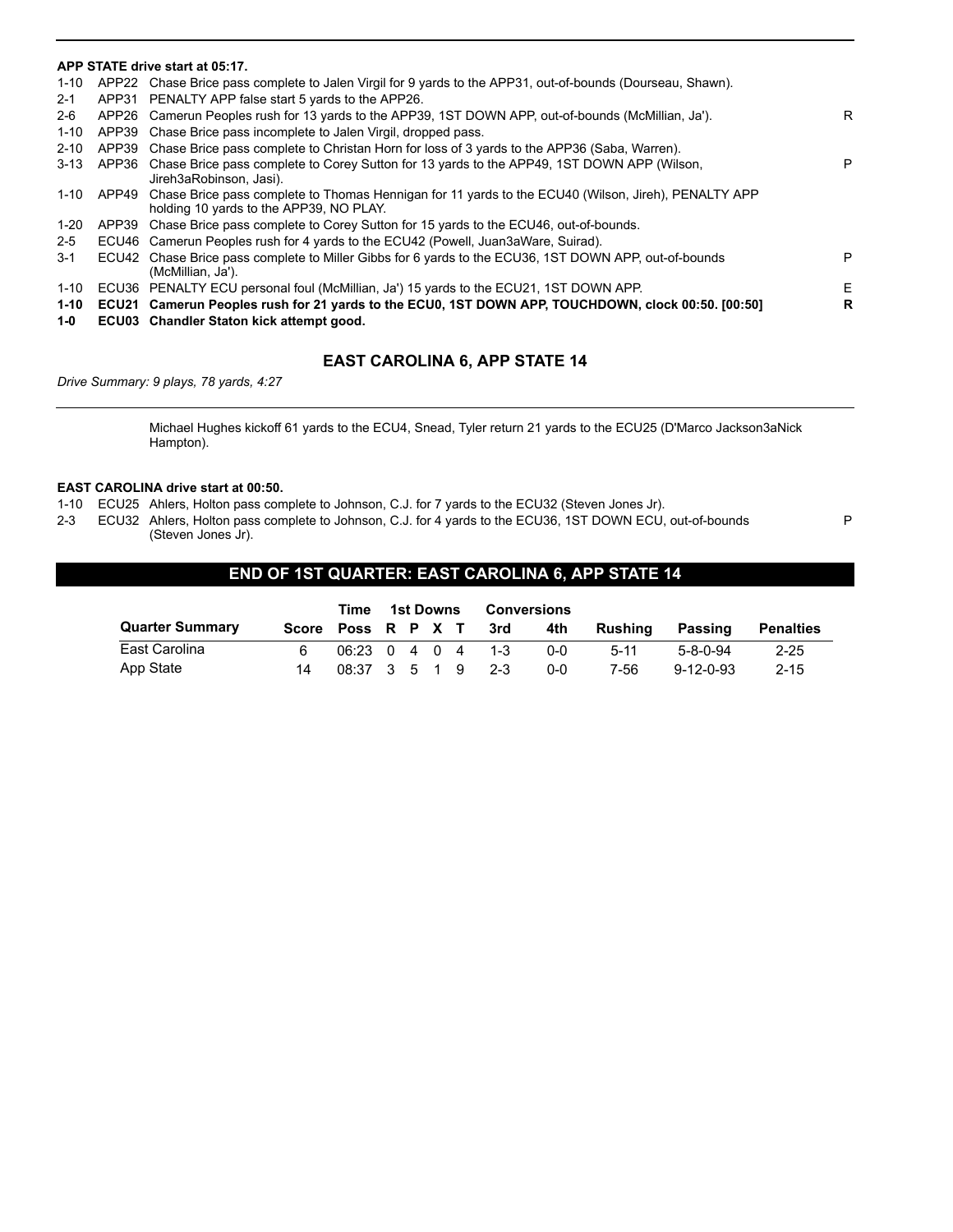**APP STATE drive start at 05:17.**

| | | | |
|---|---|---|---|
| 1-10 | APP22 | Chase Brice pass complete to Jalen Virgil for 9 yards to the APP31, out-of-bounds (Dourseau, Shawn). | |
| 2-1 | APP31 | PENALTY APP false start 5 yards to the APP26. | |
| 2-6 | APP26 | Camerun Peoples rush for 13 yards to the APP39, 1ST DOWN APP, out-of-bounds (McMillian, Ja'). | R |
| 1-10 | APP39 | Chase Brice pass incomplete to Jalen Virgil, dropped pass. | |
| 2-10 | APP39 | Chase Brice pass complete to Christan Horn for loss of 3 yards to the APP36 (Saba, Warren). | |
| 3-13 | APP36 | Chase Brice pass complete to Corey Sutton for 13 yards to the APP49, 1ST DOWN APP (Wilson, Jireh3aRobinson, Jasi). | P |
| 1-10 | APP49 | Chase Brice pass complete to Thomas Hennigan for 11 yards to the ECU40 (Wilson, Jireh), PENALTY APP holding 10 yards to the APP39, NO PLAY. | |
| 1-20 | APP39 | Chase Brice pass complete to Corey Sutton for 15 yards to the ECU46, out-of-bounds. | |
| 2-5 | ECU46 | Camerun Peoples rush for 4 yards to the ECU42 (Powell, Juan3aWare, Suirad). | |
| 3-1 | ECU42 | Chase Brice pass complete to Miller Gibbs for 6 yards to the ECU36, 1ST DOWN APP, out-of-bounds (McMillian, Ja'). | P |
| 1-10 | ECU36 | PENALTY ECU personal foul (McMillian, Ja') 15 yards to the ECU21, 1ST DOWN APP. | E |
| **1-10** | **ECU21** | **Camerun Peoples rush for 21 yards to the ECU0, 1ST DOWN APP, TOUCHDOWN, clock 00:50. [00:50]** | **R** |
| **1-0** | **ECU03** | **Chandler Staton kick attempt good.** | |

### EAST CAROLINA 6, APP STATE 14

*Drive Summary: 9 plays, 78 yards, 4:27*

Michael Hughes kickoff 61 yards to the ECU4, Snead, Tyler return 21 yards to the ECU25 (D'Marco Jackson3aNick Hampton).

**EAST CAROLINA drive start at 00:50.**

| | | | |
|---|---|---|---|
| 1-10 | ECU25 | Ahlers, Holton pass complete to Johnson, C.J. for 7 yards to the ECU32 (Steven Jones Jr). | |
| 2-3 | ECU32 | Ahlers, Holton pass complete to Johnson, C.J. for 4 yards to the ECU36, 1ST DOWN ECU, out-of-bounds (Steven Jones Jr). | P |

## END OF 1ST QUARTER: EAST CAROLINA 6, APP STATE 14

| | | Time | 1st Downs | | | | Conversions | | | | |
|---|---|---|---|---|---|---|---|---|---|---|---|
| **Quarter Summary** | **Score** | **Poss** | **R** | **P** | **X** | **T** | **3rd** | **4th** | **Rushing** | **Passing** | **Penalties** |
| East Carolina | 6 | 06:23 | 0 | 4 | 0 | 4 | 1-3 | 0-0 | 5-11 | 5-8-0-94 | 2-25 |
| App State | 14 | 08:37 | 3 | 5 | 1 | 9 | 2-3 | 0-0 | 7-56 | 9-12-0-93 | 2-15 |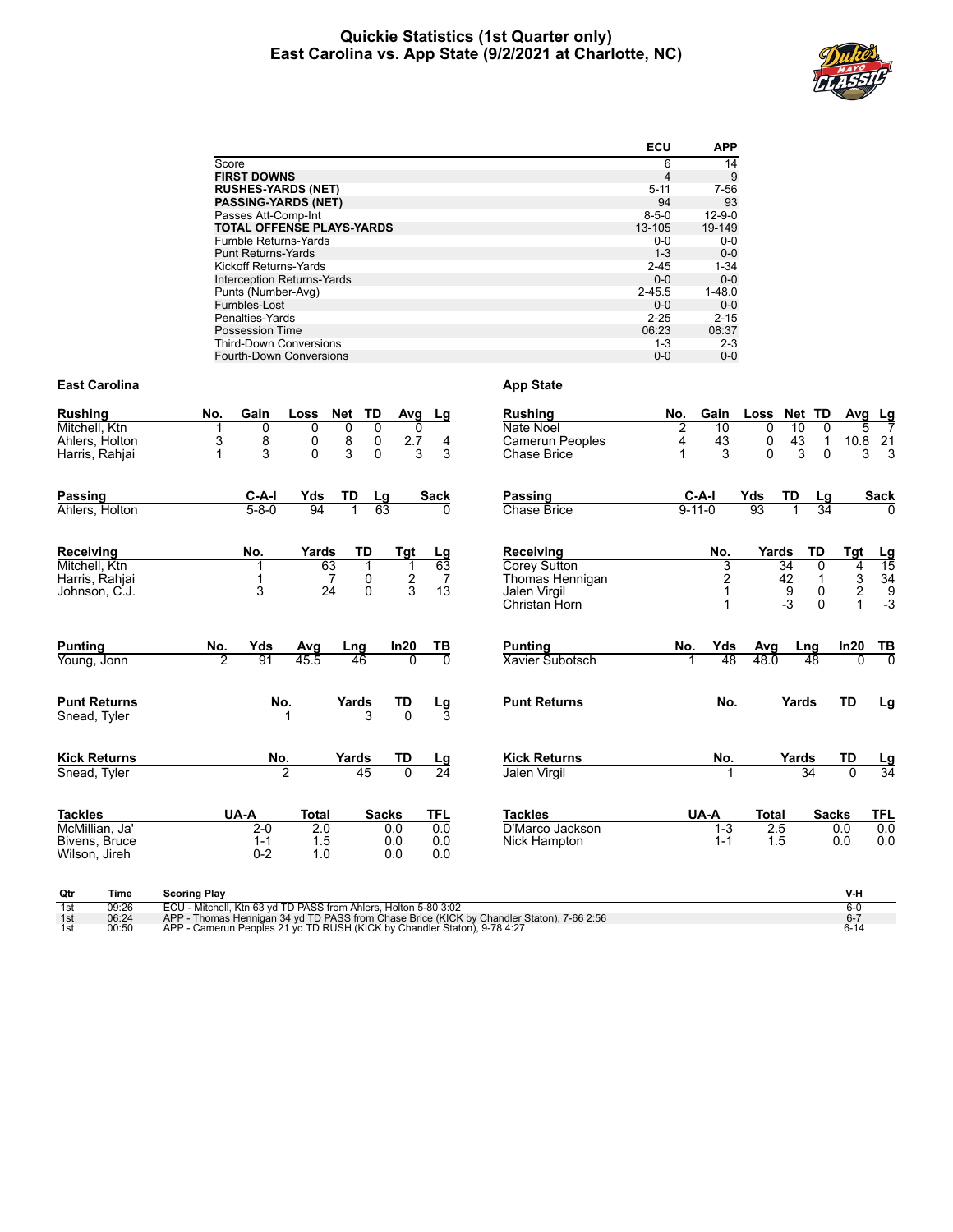# Quickie Statistics (1st Quarter only)
## East Carolina vs. App State (9/2/2021 at Charlotte, NC)

| | ECU | APP |
|---|---|---|
| Score | 6 | 14 |
| **FIRST DOWNS** | 4 | 9 |
| **RUSHES-YARDS (NET)** | 5-11 | 7-56 |
| **PASSING-YARDS (NET)** | 94 | 93 |
| Passes Att-Comp-Int | 8-5-0 | 12-9-0 |
| **TOTAL OFFENSE PLAYS-YARDS** | 13-105 | 19-149 |
| Fumble Returns-Yards | 0-0 | 0-0 |
| Punt Returns-Yards | 1-3 | 0-0 |
| Kickoff Returns-Yards | 2-45 | 1-34 |
| Interception Returns-Yards | 0-0 | 0-0 |
| Punts (Number-Avg) | 2-45.5 | 1-48.0 |
| Fumbles-Lost | 0-0 | 0-0 |
| Penalties-Yards | 2-25 | 2-15 |
| Possession Time | 06:23 | 08:37 |
| Third-Down Conversions | 1-3 | 2-3 |
| Fourth-Down Conversions | 0-0 | 0-0 |

### East Carolina

| Rushing | No. | Gain | Loss | Net | TD | Avg | Lg |
|---|---|---|---|---|---|---|---|
| Mitchell, Ktn | 1 | 0 | 0 | 0 | 0 | 0 | |
| Ahlers, Holton | 3 | 8 | 0 | 8 | 0 | 2.7 | 4 |
| Harris, Rahjai | 1 | 3 | 0 | 3 | 0 | 3 | 3 |

| Passing | C-A-I | Yds | TD | Lg | Sack |
|---|---|---|---|---|---|
| Ahlers, Holton | 5-8-0 | 94 | 1 | 63 | 0 |

| Receiving | No. | Yards | TD | Tgt | Lg |
|---|---|---|---|---|---|
| Mitchell, Ktn | 1 | 63 | 1 | 1 | 63 |
| Harris, Rahjai | 1 | 7 | 0 | 2 | 7 |
| Johnson, C.J. | 3 | 24 | 0 | 3 | 13 |

| Punting | No. | Yds | Avg | Lng | In20 | TB |
|---|---|---|---|---|---|---|
| Young, Jonn | 2 | 91 | 45.5 | 46 | 0 | 0 |

| Punt Returns | No. | Yards | TD | Lg |
|---|---|---|---|---|
| Snead, Tyler | 1 | 3 | 0 | 3 |

| Kick Returns | No. | Yards | TD | Lg |
|---|---|---|---|---|
| Snead, Tyler | 2 | 45 | 0 | 24 |

| Tackles | UA-A | Total | Sacks | TFL |
|---|---|---|---|---|
| McMillian, Ja' | 2-0 | 2.0 | 0.0 | 0.0 |
| Bivens, Bruce | 1-1 | 1.5 | 0.0 | 0.0 |
| Wilson, Jireh | 0-2 | 1.0 | 0.0 | 0.0 |

### App State

| Rushing | No. | Gain | Loss | Net | TD | Avg | Lg |
|---|---|---|---|---|---|---|---|
| Nate Noel | 2 | 10 | 0 | 10 | 0 | 5 | 7 |
| Camerun Peoples | 4 | 43 | 0 | 43 | 1 | 10.8 | 21 |
| Chase Brice | 1 | 3 | 0 | 3 | 0 | 3 | 3 |

| Passing | C-A-I | Yds | TD | Lg | Sack |
|---|---|---|---|---|---|
| Chase Brice | 9-11-0 | 93 | 1 | 34 | 0 |

| Receiving | No. | Yards | TD | Tgt | Lg |
|---|---|---|---|---|---|
| Corey Sutton | 3 | 34 | 0 | 4 | 15 |
| Thomas Hennigan | 2 | 42 | 1 | 3 | 34 |
| Jalen Virgil | 1 | 9 | 0 | 2 | 9 |
| Christan Horn | 1 | -3 | 0 | 1 | -3 |

| Punting | No. | Yds | Avg | Lng | In20 | TB |
|---|---|---|---|---|---|---|
| Xavier Subotsch | 1 | 48 | 48.0 | 48 | 0 | 0 |

| Punt Returns | No. | Yards | TD | Lg |
|---|---|---|---|---|

| Kick Returns | No. | Yards | TD | Lg |
|---|---|---|---|---|
| Jalen Virgil | 1 | 34 | 0 | 34 |

| Tackles | UA-A | Total | Sacks | TFL |
|---|---|---|---|---|
| D'Marco Jackson | 1-3 | 2.5 | 0.0 | 0.0 |
| Nick Hampton | 1-1 | 1.5 | 0.0 | 0.0 |

| Qtr | Time | Scoring Play | V-H |
|---|---|---|---|
| 1st | 09:26 | ECU - Mitchell, Ktn 63 yd TD PASS from Ahlers, Holton 5-80 3:02 | 6-0 |
| 1st | 06:24 | APP - Thomas Hennigan 34 yd TD PASS from Chase Brice (KICK by Chandler Staton), 7-66 2:56 | 6-7 |
| 1st | 00:50 | APP - Camerun Peoples 21 yd TD RUSH (KICK by Chandler Staton), 9-78 4:27 | 6-14 |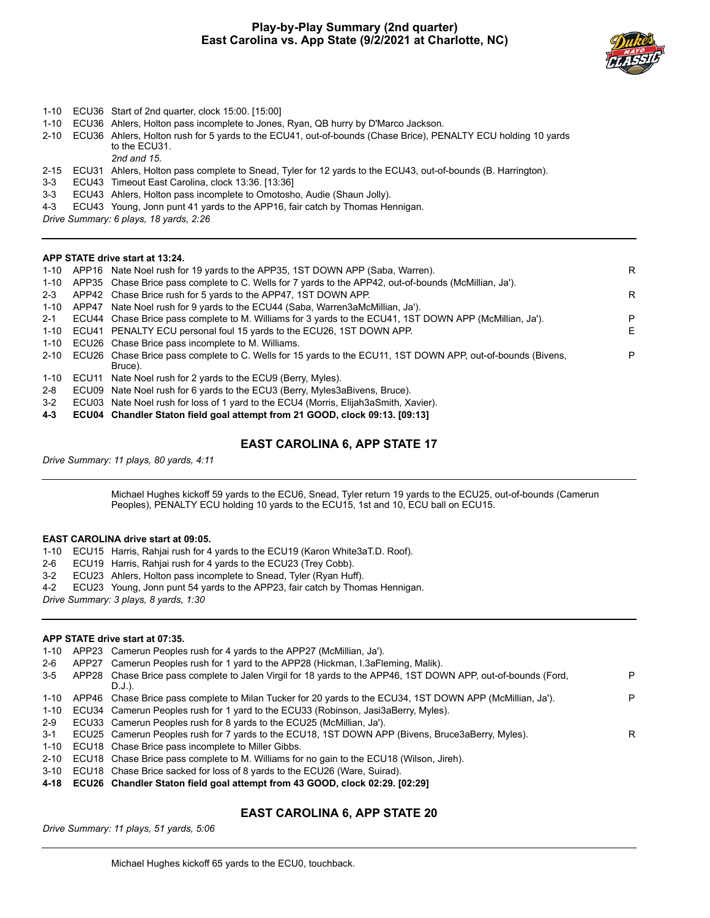## Play-by-Play Summary (2nd quarter)
## East Carolina vs. App State (9/2/2021 at Charlotte, NC)

| | | | |
|---|---|---|---|
| 1-10 | ECU36 | Start of 2nd quarter, clock 15:00. [15:00] | |
| 1-10 | ECU36 | Ahlers, Holton pass incomplete to Jones, Ryan, QB hurry by D'Marco Jackson. | |
| 2-10 | ECU36 | Ahlers, Holton rush for 5 yards to the ECU41, out-of-bounds (Chase Brice), PENALTY ECU holding 10 yards to the ECU31. *2nd and 15.* | |
| 2-15 | ECU31 | Ahlers, Holton pass complete to Snead, Tyler for 12 yards to the ECU43, out-of-bounds (B. Harrington). | |
| 3-3 | ECU43 | Timeout East Carolina, clock 13:36. [13:36] | |
| 3-3 | ECU43 | Ahlers, Holton pass incomplete to Omotosho, Audie (Shaun Jolly). | |
| 4-3 | ECU43 | Young, Jonn punt 41 yards to the APP16, fair catch by Thomas Hennigan. | |

*Drive Summary: 6 plays, 18 yards, 2:26*

---

**APP STATE drive start at 13:24.**

| | | | |
|---|---|---|---|
| 1-10 | APP16 | Nate Noel rush for 19 yards to the APP35, 1ST DOWN APP (Saba, Warren). | R |
| 1-10 | APP35 | Chase Brice pass complete to C. Wells for 7 yards to the APP42, out-of-bounds (McMillian, Ja'). | |
| 2-3 | APP42 | Chase Brice rush for 5 yards to the APP47, 1ST DOWN APP. | R |
| 1-10 | APP47 | Nate Noel rush for 9 yards to the ECU44 (Saba, Warren3aMcMillian, Ja'). | |
| 2-1 | ECU44 | Chase Brice pass complete to M. Williams for 3 yards to the ECU41, 1ST DOWN APP (McMillian, Ja'). | P |
| 1-10 | ECU41 | PENALTY ECU personal foul 15 yards to the ECU26, 1ST DOWN APP. | E |
| 1-10 | ECU26 | Chase Brice pass incomplete to M. Williams. | |
| 2-10 | ECU26 | Chase Brice pass complete to C. Wells for 15 yards to the ECU11, 1ST DOWN APP, out-of-bounds (Bivens, Bruce). | P |
| 1-10 | ECU11 | Nate Noel rush for 2 yards to the ECU9 (Berry, Myles). | |
| 2-8 | ECU09 | Nate Noel rush for 6 yards to the ECU3 (Berry, Myles3aBivens, Bruce). | |
| 3-2 | ECU03 | Nate Noel rush for loss of 1 yard to the ECU4 (Morris, Elijah3aSmith, Xavier). | |
| **4-3** | **ECU04** | **Chandler Staton field goal attempt from 21 GOOD, clock 09:13. [09:13]** | |

### EAST CAROLINA 6, APP STATE 17

*Drive Summary: 11 plays, 80 yards, 4:11*

---

Michael Hughes kickoff 59 yards to the ECU6, Snead, Tyler return 19 yards to the ECU25, out-of-bounds (Camerun Peoples), PENALTY ECU holding 10 yards to the ECU15, 1st and 10, ECU ball on ECU15.

**EAST CAROLINA drive start at 09:05.**

| | | | |
|---|---|---|---|
| 1-10 | ECU15 | Harris, Rahjai rush for 4 yards to the ECU19 (Karon White3aT.D. Roof). | |
| 2-6 | ECU19 | Harris, Rahjai rush for 4 yards to the ECU23 (Trey Cobb). | |
| 3-2 | ECU23 | Ahlers, Holton pass incomplete to Snead, Tyler (Ryan Huff). | |
| 4-2 | ECU23 | Young, Jonn punt 54 yards to the APP23, fair catch by Thomas Hennigan. | |

*Drive Summary: 3 plays, 8 yards, 1:30*

---

**APP STATE drive start at 07:35.**

| | | | |
|---|---|---|---|
| 1-10 | APP23 | Camerun Peoples rush for 4 yards to the APP27 (McMillian, Ja'). | |
| 2-6 | APP27 | Camerun Peoples rush for 1 yard to the APP28 (Hickman, I.3aFleming, Malik). | |
| 3-5 | APP28 | Chase Brice pass complete to Jalen Virgil for 18 yards to the APP46, 1ST DOWN APP, out-of-bounds (Ford, D.J.). | P |
| 1-10 | APP46 | Chase Brice pass complete to Milan Tucker for 20 yards to the ECU34, 1ST DOWN APP (McMillian, Ja'). | P |
| 1-10 | ECU34 | Camerun Peoples rush for 1 yard to the ECU33 (Robinson, Jasi3aBerry, Myles). | |
| 2-9 | ECU33 | Camerun Peoples rush for 8 yards to the ECU25 (McMillian, Ja'). | |
| 3-1 | ECU25 | Camerun Peoples rush for 7 yards to the ECU18, 1ST DOWN APP (Bivens, Bruce3aBerry, Myles). | R |
| 1-10 | ECU18 | Chase Brice pass incomplete to Miller Gibbs. | |
| 2-10 | ECU18 | Chase Brice pass complete to M. Williams for no gain to the ECU18 (Wilson, Jireh). | |
| 3-10 | ECU18 | Chase Brice sacked for loss of 8 yards to the ECU26 (Ware, Suirad). | |
| **4-18** | **ECU26** | **Chandler Staton field goal attempt from 43 GOOD, clock 02:29. [02:29]** | |

### EAST CAROLINA 6, APP STATE 20

*Drive Summary: 11 plays, 51 yards, 5:06*

---

Michael Hughes kickoff 65 yards to the ECU0, touchback.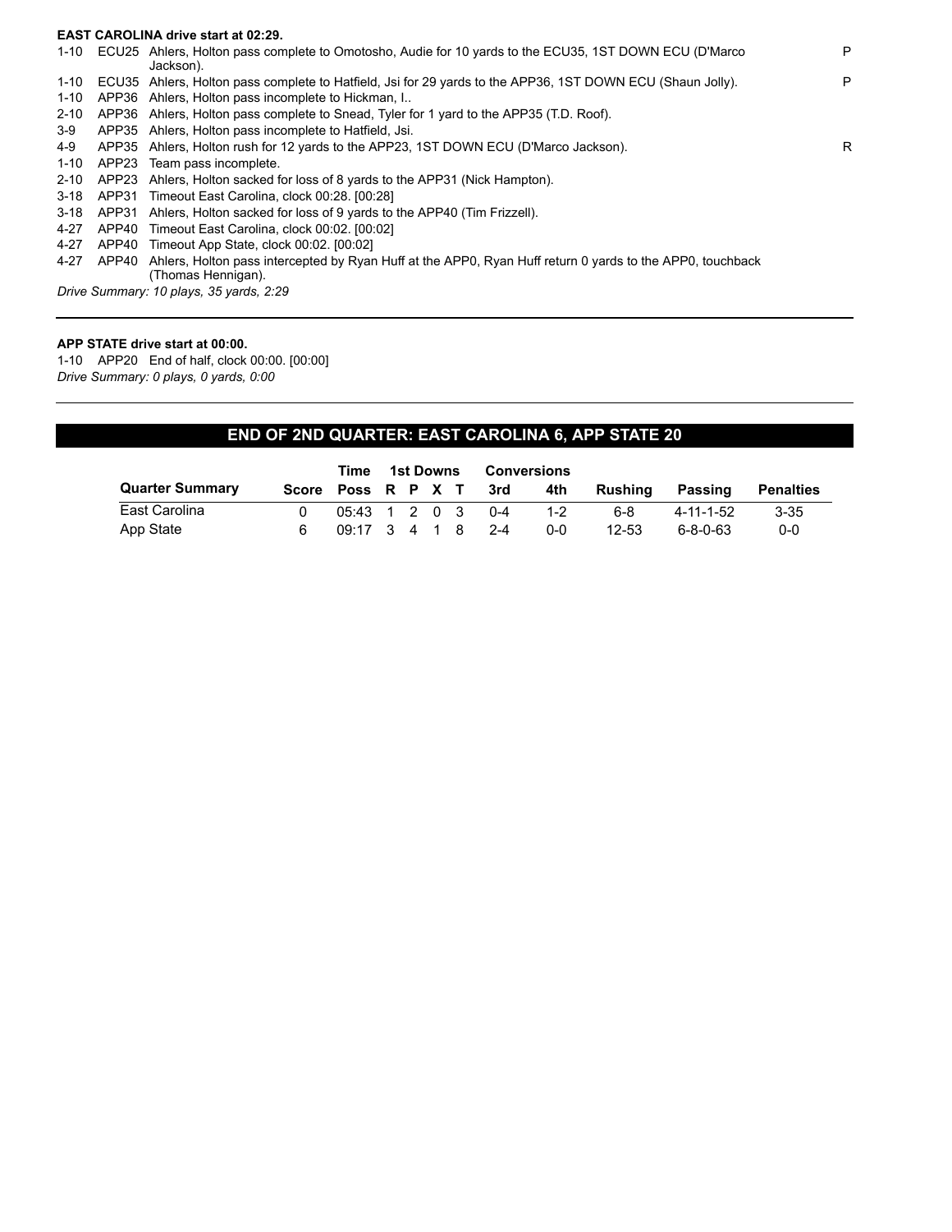**EAST CAROLINA drive start at 02:29.**

| | | | |
|---|---|---|---|
| 1-10 | ECU25 | Ahlers, Holton pass complete to Omotosho, Audie for 10 yards to the ECU35, 1ST DOWN ECU (D'Marco Jackson). | P |
| 1-10 | ECU35 | Ahlers, Holton pass complete to Hatfield, Jsi for 29 yards to the APP36, 1ST DOWN ECU (Shaun Jolly). | P |
| 1-10 | APP36 | Ahlers, Holton pass incomplete to Hickman, I.. | |
| 2-10 | APP36 | Ahlers, Holton pass complete to Snead, Tyler for 1 yard to the APP35 (T.D. Roof). | |
| 3-9 | APP35 | Ahlers, Holton pass incomplete to Hatfield, Jsi. | |
| 4-9 | APP35 | Ahlers, Holton rush for 12 yards to the APP23, 1ST DOWN ECU (D'Marco Jackson). | R |
| 1-10 | APP23 | Team pass incomplete. | |
| 2-10 | APP23 | Ahlers, Holton sacked for loss of 8 yards to the APP31 (Nick Hampton). | |
| 3-18 | APP31 | Timeout East Carolina, clock 00:28. [00:28] | |
| 3-18 | APP31 | Ahlers, Holton sacked for loss of 9 yards to the APP40 (Tim Frizzell). | |
| 4-27 | APP40 | Timeout East Carolina, clock 00:02. [00:02] | |
| 4-27 | APP40 | Timeout App State, clock 00:02. [00:02] | |
| 4-27 | APP40 | Ahlers, Holton pass intercepted by Ryan Huff at the APP0, Ryan Huff return 0 yards to the APP0, touchback (Thomas Hennigan). | |

*Drive Summary: 10 plays, 35 yards, 2:29*

---

**APP STATE drive start at 00:00.**

1-10 APP20 End of half, clock 00:00. [00:00]

*Drive Summary: 0 plays, 0 yards, 0:00*

---

## END OF 2ND QUARTER: EAST CAROLINA 6, APP STATE 20

| | | Time | 1st Downs | | | | Conversions | | | | |
|---|---|---|---|---|---|---|---|---|---|---|---|
| **Quarter Summary** | **Score** | **Poss** | **R** | **P** | **X** | **T** | **3rd** | **4th** | **Rushing** | **Passing** | **Penalties** |
| East Carolina | 0 | 05:43 | 1 | 2 | 0 | 3 | 0-4 | 1-2 | 6-8 | 4-11-1-52 | 3-35 |
| App State | 6 | 09:17 | 3 | 4 | 1 | 8 | 2-4 | 0-0 | 12-53 | 6-8-0-63 | 0-0 |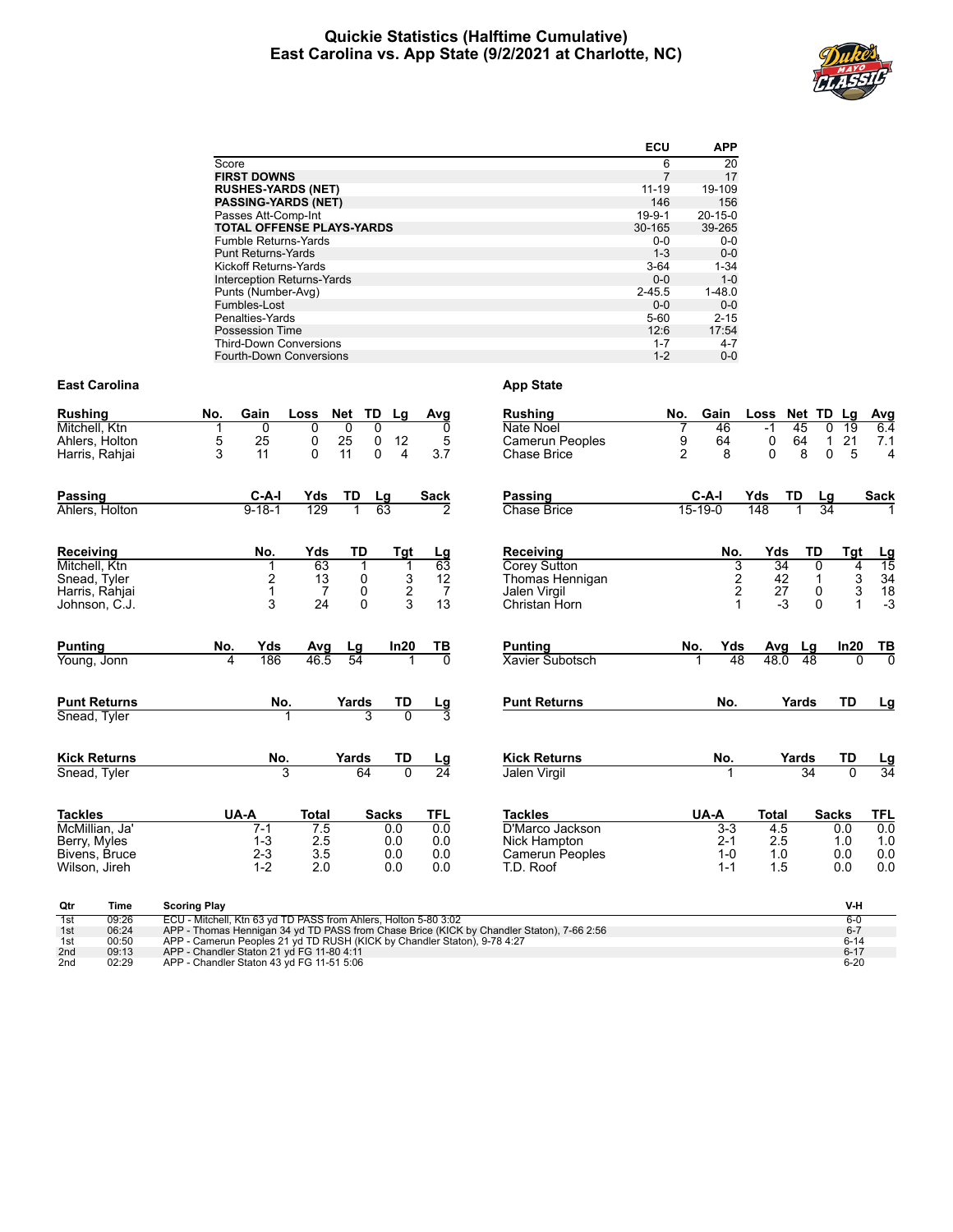# Quickie Statistics (Halftime Cumulative)
## East Carolina vs. App State (9/2/2021 at Charlotte, NC)

| | ECU | APP |
|---|---|---|
| Score | 6 | 20 |
| **FIRST DOWNS** | 7 | 17 |
| **RUSHES-YARDS (NET)** | 11-19 | 19-109 |
| **PASSING-YARDS (NET)** | 146 | 156 |
| Passes Att-Comp-Int | 19-9-1 | 20-15-0 |
| **TOTAL OFFENSE PLAYS-YARDS** | 30-165 | 39-265 |
| Fumble Returns-Yards | 0-0 | 0-0 |
| Punt Returns-Yards | 1-3 | 0-0 |
| Kickoff Returns-Yards | 3-64 | 1-34 |
| Interception Returns-Yards | 0-0 | 1-0 |
| Punts (Number-Avg) | 2-45.5 | 1-48.0 |
| Fumbles-Lost | 0-0 | 0-0 |
| Penalties-Yards | 5-60 | 2-15 |
| Possession Time | 12:6 | 17:54 |
| Third-Down Conversions | 1-7 | 4-7 |
| Fourth-Down Conversions | 1-2 | 0-0 |

### East Carolina

| Rushing | No. | Gain | Loss | Net | TD | Lg | Avg |
|---|---|---|---|---|---|---|---|
| Mitchell, Ktn | 1 | 0 | 0 | 0 | 0 | | 0 |
| Ahlers, Holton | 5 | 25 | 0 | 25 | 0 | 12 | 5 |
| Harris, Rahjai | 3 | 11 | 0 | 11 | 0 | 4 | 3.7 |

| Passing | C-A-I | Yds | TD | Lg | Sack |
|---|---|---|---|---|---|
| Ahlers, Holton | 9-18-1 | 129 | 1 | 63 | 2 |

| Receiving | No. | Yds | TD | Tgt | Lg |
|---|---|---|---|---|---|
| Mitchell, Ktn | 1 | 63 | 1 | 1 | 63 |
| Snead, Tyler | 2 | 13 | 0 | 3 | 12 |
| Harris, Rahjai | 1 | 7 | 0 | 2 | 7 |
| Johnson, C.J. | 3 | 24 | 0 | 3 | 13 |

| Punting | No. | Yds | Avg | Lg | In20 | TB |
|---|---|---|---|---|---|---|
| Young, Jonn | 4 | 186 | 46.5 | 54 | 1 | 0 |

| Punt Returns | No. | Yards | TD | Lg |
|---|---|---|---|---|
| Snead, Tyler | 1 | 3 | 0 | 3 |

| Kick Returns | No. | Yards | TD | Lg |
|---|---|---|---|---|
| Snead, Tyler | 3 | 64 | 0 | 24 |

| Tackles | UA-A | Total | Sacks | TFL |
|---|---|---|---|---|
| McMillian, Ja' | 7-1 | 7.5 | 0.0 | 0.0 |
| Berry, Myles | 1-3 | 2.5 | 0.0 | 0.0 |
| Bivens, Bruce | 2-3 | 3.5 | 0.0 | 0.0 |
| Wilson, Jireh | 1-2 | 2.0 | 0.0 | 0.0 |

### App State

| Rushing | No. | Gain | Loss | Net | TD | Lg | Avg |
|---|---|---|---|---|---|---|---|
| Nate Noel | 7 | 46 | -1 | 45 | 0 | 19 | 6.4 |
| Camerun Peoples | 9 | 64 | 0 | 64 | 1 | 21 | 7.1 |
| Chase Brice | 2 | 8 | 0 | 8 | 0 | 5 | 4 |

| Passing | C-A-I | Yds | TD | Lg | Sack |
|---|---|---|---|---|---|
| Chase Brice | 15-19-0 | 148 | 1 | 34 | 1 |

| Receiving | No. | Yds | TD | Tgt | Lg |
|---|---|---|---|---|---|
| Corey Sutton | 3 | 34 | 0 | 4 | 15 |
| Thomas Hennigan | 2 | 42 | 1 | 3 | 34 |
| Jalen Virgil | 2 | 27 | 0 | 3 | 18 |
| Christan Horn | 1 | -3 | 0 | 1 | -3 |

| Punting | No. | Yds | Avg | Lg | In20 | TB |
|---|---|---|---|---|---|---|
| Xavier Subotsch | 1 | 48 | 48.0 | 48 | 0 | 0 |

| Punt Returns | No. | Yards | TD | Lg |
|---|---|---|---|---|

| Kick Returns | No. | Yards | TD | Lg |
|---|---|---|---|---|
| Jalen Virgil | 1 | 34 | 0 | 34 |

| Tackles | UA-A | Total | Sacks | TFL |
|---|---|---|---|---|
| D'Marco Jackson | 3-3 | 4.5 | 0.0 | 0.0 |
| Nick Hampton | 2-1 | 2.5 | 1.0 | 1.0 |
| Camerun Peoples | 1-0 | 1.0 | 0.0 | 0.0 |
| T.D. Roof | 1-1 | 1.5 | 0.0 | 0.0 |

| Qtr | Time | Scoring Play | V-H |
|---|---|---|---|
| 1st | 09:26 | ECU - Mitchell, Ktn 63 yd TD PASS from Ahlers, Holton 5-80 3:02 | 6-0 |
| 1st | 06:24 | APP - Thomas Hennigan 34 yd TD PASS from Chase Brice (KICK by Chandler Staton), 7-66 2:56 | 6-7 |
| 1st | 00:50 | APP - Camerun Peoples 21 yd TD RUSH (KICK by Chandler Staton), 9-78 4:27 | 6-14 |
| 2nd | 09:13 | APP - Chandler Staton 21 yd FG 11-80 4:11 | 6-17 |
| 2nd | 02:29 | APP - Chandler Staton 43 yd FG 11-51 5:06 | 6-20 |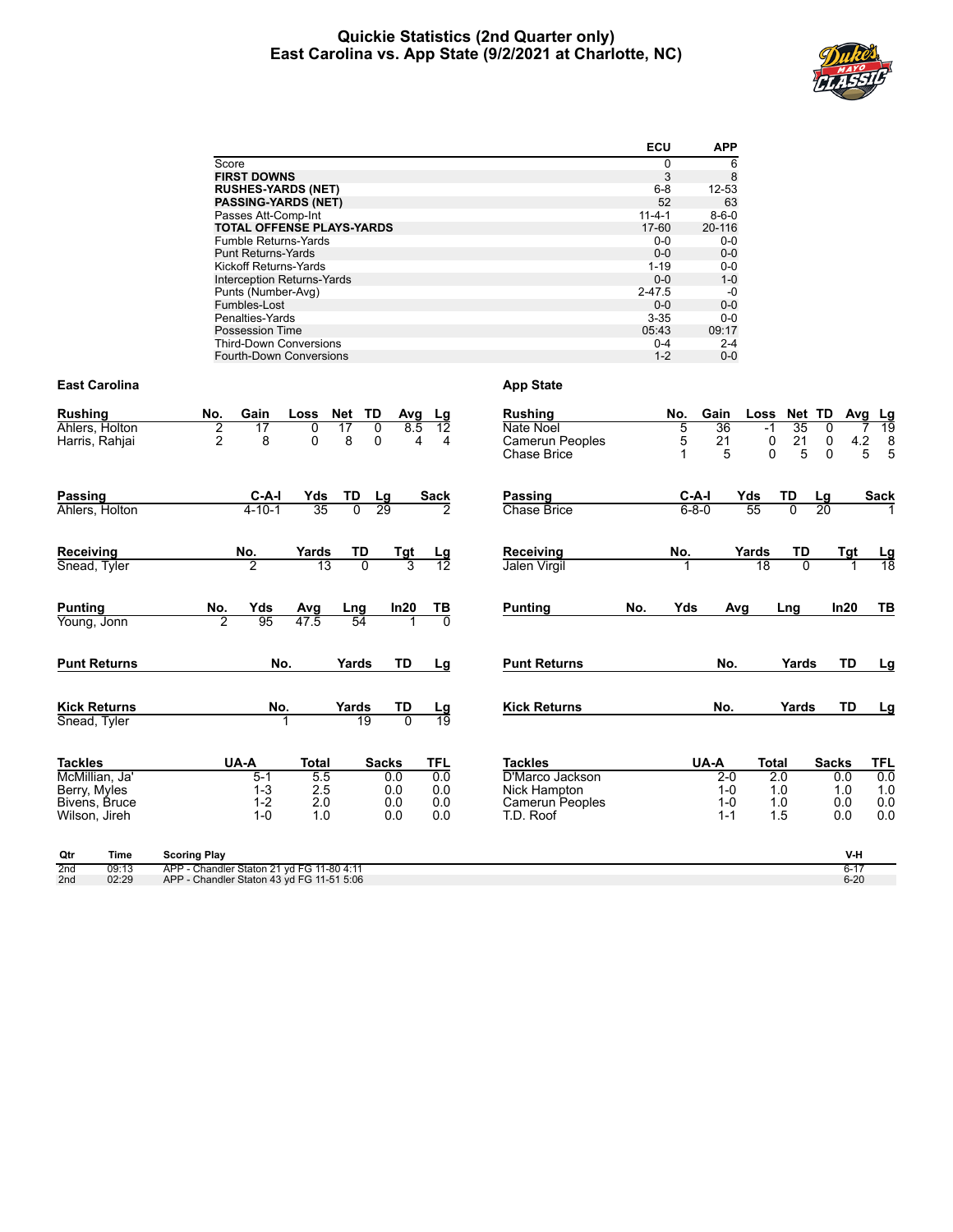# Quickie Statistics (2nd Quarter only)
## East Carolina vs. App State (9/2/2021 at Charlotte, NC)

| | ECU | APP |
|---|---|---|
| Score | 0 | 6 |
| **FIRST DOWNS** | 3 | 8 |
| **RUSHES-YARDS (NET)** | 6-8 | 12-53 |
| **PASSING-YARDS (NET)** | 52 | 63 |
| Passes Att-Comp-Int | 11-4-1 | 8-6-0 |
| **TOTAL OFFENSE PLAYS-YARDS** | 17-60 | 20-116 |
| Fumble Returns-Yards | 0-0 | 0-0 |
| Punt Returns-Yards | 0-0 | 0-0 |
| Kickoff Returns-Yards | 1-19 | 0-0 |
| Interception Returns-Yards | 0-0 | 1-0 |
| Punts (Number-Avg) | 2-47.5 | -0 |
| Fumbles-Lost | 0-0 | 0-0 |
| Penalties-Yards | 3-35 | 0-0 |
| Possession Time | 05:43 | 09:17 |
| Third-Down Conversions | 0-4 | 2-4 |
| Fourth-Down Conversions | 1-2 | 0-0 |

### East Carolina

| Rushing | No. | Gain | Loss | Net | TD | Avg | Lg |
|---|---|---|---|---|---|---|---|
| Ahlers, Holton | 2 | 17 | 0 | 17 | 0 | 8.5 | 12 |
| Harris, Rahjai | 2 | 8 | 0 | 8 | 0 | 4 | 4 |

| Passing | C-A-I | Yds | TD | Lg | Sack |
|---|---|---|---|---|---|
| Ahlers, Holton | 4-10-1 | 35 | 0 | 29 | 2 |

| Receiving | No. | Yards | TD | Tgt | Lg |
|---|---|---|---|---|---|
| Snead, Tyler | 2 | 13 | 0 | 3 | 12 |

| Punting | No. | Yds | Avg | Lng | In20 | TB |
|---|---|---|---|---|---|---|
| Young, Jonn | 2 | 95 | 47.5 | 54 | 1 | 0 |

| Punt Returns | No. | Yards | TD | Lg |
|---|---|---|---|---|

| Kick Returns | No. | Yards | TD | Lg |
|---|---|---|---|---|
| Snead, Tyler | 1 | 19 | 0 | 19 |

| Tackles | UA-A | Total | Sacks | TFL |
|---|---|---|---|---|
| McMillian, Ja' | 5-1 | 5.5 | 0.0 | 0.0 |
| Berry, Myles | 1-3 | 2.5 | 0.0 | 0.0 |
| Bivens, Bruce | 1-2 | 2.0 | 0.0 | 0.0 |
| Wilson, Jireh | 1-0 | 1.0 | 0.0 | 0.0 |

### App State

| Rushing | No. | Gain | Loss | Net | TD | Avg | Lg |
|---|---|---|---|---|---|---|---|
| Nate Noel | 5 | 36 | -1 | 35 | 0 | 7 | 19 |
| Camerun Peoples | 5 | 21 | 0 | 21 | 0 | 4.2 | 8 |
| Chase Brice | 1 | 5 | 0 | 5 | 0 | 5 | 5 |

| Passing | C-A-I | Yds | TD | Lg | Sack |
|---|---|---|---|---|---|
| Chase Brice | 6-8-0 | 55 | 0 | 20 | 1 |

| Receiving | No. | Yards | TD | Tgt | Lg |
|---|---|---|---|---|---|
| Jalen Virgil | 1 | 18 | 0 | 1 | 18 |

| Punting | No. | Yds | Avg | Lng | In20 | TB |
|---|---|---|---|---|---|---|

| Punt Returns | No. | Yards | TD | Lg |
|---|---|---|---|---|

| Kick Returns | No. | Yards | TD | Lg |
|---|---|---|---|---|

| Tackles | UA-A | Total | Sacks | TFL |
|---|---|---|---|---|
| D'Marco Jackson | 2-0 | 2.0 | 0.0 | 0.0 |
| Nick Hampton | 1-0 | 1.0 | 1.0 | 1.0 |
| Camerun Peoples | 1-0 | 1.0 | 0.0 | 0.0 |
| T.D. Roof | 1-1 | 1.5 | 0.0 | 0.0 |

| Qtr | Time | Scoring Play | V-H |
|---|---|---|---|
| 2nd | 09:13 | APP - Chandler Staton 21 yd FG 11-80 4:11 | 6-17 |
| 2nd | 02:29 | APP - Chandler Staton 43 yd FG 11-51 5:06 | 6-20 |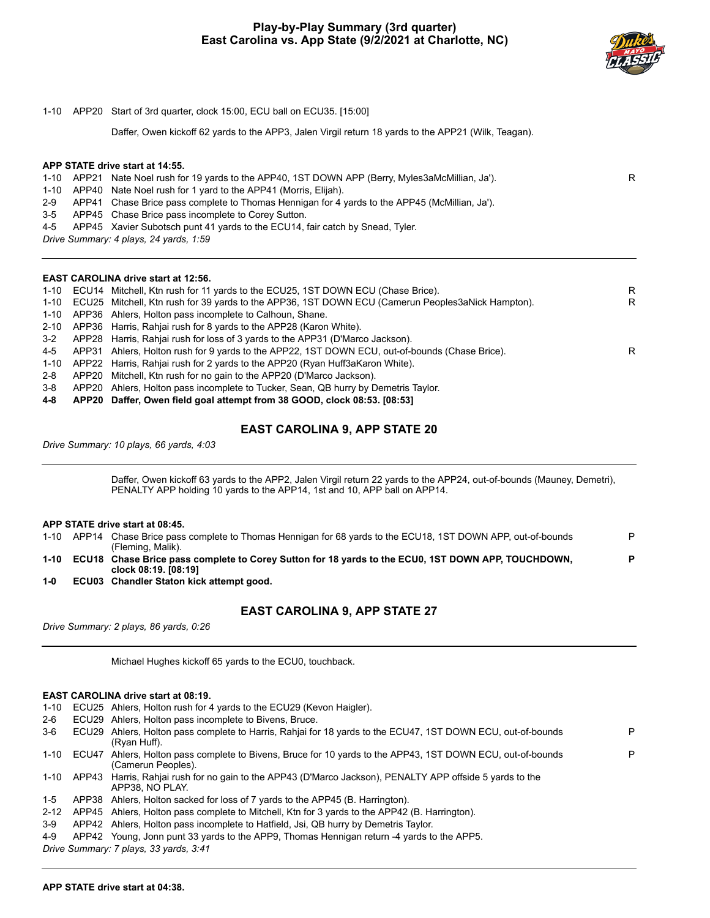# Play-by-Play Summary (3rd quarter)
## East Carolina vs. App State (9/2/2021 at Charlotte, NC)

1-10 APP20 Start of 3rd quarter, clock 15:00, ECU ball on ECU35. [15:00]

Daffer, Owen kickoff 62 yards to the APP3, Jalen Virgil return 18 yards to the APP21 (Wilk, Teagan).

**APP STATE drive start at 14:55.**

| | | | |
|---|---|---|---|
| 1-10 | APP21 | Nate Noel rush for 19 yards to the APP40, 1ST DOWN APP (Berry, Myles3aMcMillian, Ja'). | R |
| 1-10 | APP40 | Nate Noel rush for 1 yard to the APP41 (Morris, Elijah). | |
| 2-9 | APP41 | Chase Brice pass complete to Thomas Hennigan for 4 yards to the APP45 (McMillian, Ja'). | |
| 3-5 | APP45 | Chase Brice pass incomplete to Corey Sutton. | |
| 4-5 | APP45 | Xavier Subotsch punt 41 yards to the ECU14, fair catch by Snead, Tyler. | |

*Drive Summary: 4 plays, 24 yards, 1:59*

**EAST CAROLINA drive start at 12:56.**

| | | | |
|---|---|---|---|
| 1-10 | ECU14 | Mitchell, Ktn rush for 11 yards to the ECU25, 1ST DOWN ECU (Chase Brice). | R |
| 1-10 | ECU25 | Mitchell, Ktn rush for 39 yards to the APP36, 1ST DOWN ECU (Camerun Peoples3aNick Hampton). | R |
| 1-10 | APP36 | Ahlers, Holton pass incomplete to Calhoun, Shane. | |
| 2-10 | APP36 | Harris, Rahjai rush for 8 yards to the APP28 (Karon White). | |
| 3-2 | APP28 | Harris, Rahjai rush for loss of 3 yards to the APP31 (D'Marco Jackson). | |
| 4-5 | APP31 | Ahlers, Holton rush for 9 yards to the APP22, 1ST DOWN ECU, out-of-bounds (Chase Brice). | R |
| 1-10 | APP22 | Harris, Rahjai rush for 2 yards to the APP20 (Ryan Huff3aKaron White). | |
| 2-8 | APP20 | Mitchell, Ktn rush for no gain to the APP20 (D'Marco Jackson). | |
| 3-8 | APP20 | Ahlers, Holton pass incomplete to Tucker, Sean, QB hurry by Demetris Taylor. | |
| **4-8** | **APP20** | **Daffer, Owen field goal attempt from 38 GOOD, clock 08:53. [08:53]** | |

### EAST CAROLINA 9, APP STATE 20

*Drive Summary: 10 plays, 66 yards, 4:03*

Daffer, Owen kickoff 63 yards to the APP2, Jalen Virgil return 22 yards to the APP24, out-of-bounds (Mauney, Demetri), PENALTY APP holding 10 yards to the APP14, 1st and 10, APP ball on APP14.

**APP STATE drive start at 08:45.**

| | | | |
|---|---|---|---|
| 1-10 | APP14 | Chase Brice pass complete to Thomas Hennigan for 68 yards to the ECU18, 1ST DOWN APP, out-of-bounds (Fleming, Malik). | P |
| **1-10** | **ECU18** | **Chase Brice pass complete to Corey Sutton for 18 yards to the ECU0, 1ST DOWN APP, TOUCHDOWN, clock 08:19. [08:19]** | **P** |
| **1-0** | **ECU03** | **Chandler Staton kick attempt good.** | |

### EAST CAROLINA 9, APP STATE 27

*Drive Summary: 2 plays, 86 yards, 0:26*

Michael Hughes kickoff 65 yards to the ECU0, touchback.

**EAST CAROLINA drive start at 08:19.**

| | | | |
|---|---|---|---|
| 1-10 | ECU25 | Ahlers, Holton rush for 4 yards to the ECU29 (Kevon Haigler). | |
| 2-6 | ECU29 | Ahlers, Holton pass incomplete to Bivens, Bruce. | |
| 3-6 | ECU29 | Ahlers, Holton pass complete to Harris, Rahjai for 18 yards to the ECU47, 1ST DOWN ECU, out-of-bounds (Ryan Huff). | P |
| 1-10 | ECU47 | Ahlers, Holton pass complete to Bivens, Bruce for 10 yards to the APP43, 1ST DOWN ECU, out-of-bounds (Camerun Peoples). | P |
| 1-10 | APP43 | Harris, Rahjai rush for no gain to the APP43 (D'Marco Jackson), PENALTY APP offside 5 yards to the APP38, NO PLAY. | |
| 1-5 | APP38 | Ahlers, Holton sacked for loss of 7 yards to the APP45 (B. Harrington). | |
| 2-12 | APP45 | Ahlers, Holton pass complete to Mitchell, Ktn for 3 yards to the APP42 (B. Harrington). | |
| 3-9 | APP42 | Ahlers, Holton pass incomplete to Hatfield, Jsi, QB hurry by Demetris Taylor. | |
| 4-9 | APP42 | Young, Jonn punt 33 yards to the APP9, Thomas Hennigan return -4 yards to the APP5. | |

*Drive Summary: 7 plays, 33 yards, 3:41*

**APP STATE drive start at 04:38.**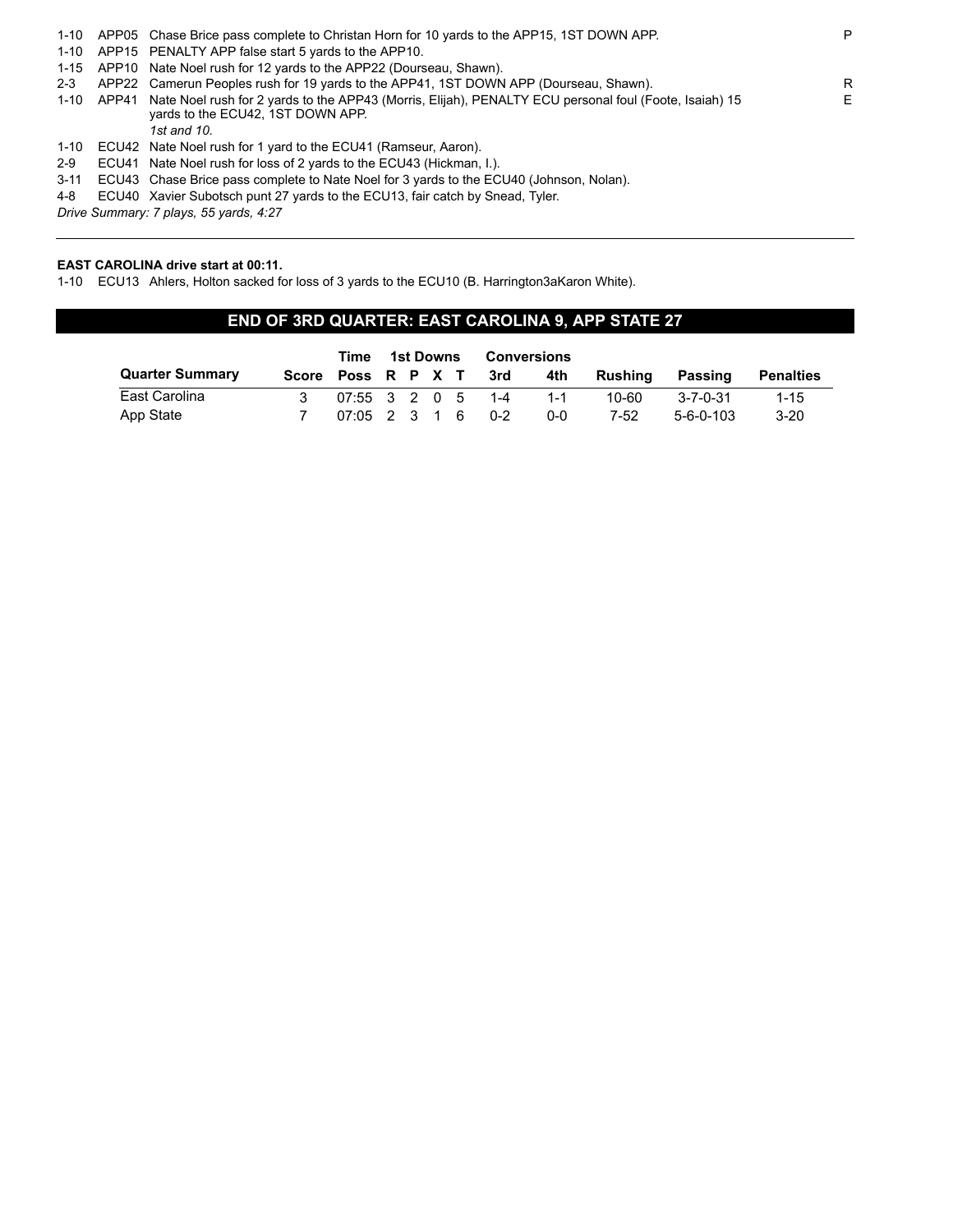| | | | |
|---|---|---|---|
| 1-10 | APP05 | Chase Brice pass complete to Christan Horn for 10 yards to the APP15, 1ST DOWN APP. | P |
| 1-10 | APP15 | PENALTY APP false start 5 yards to the APP10. | |
| 1-15 | APP10 | Nate Noel rush for 12 yards to the APP22 (Dourseau, Shawn). | |
| 2-3 | APP22 | Camerun Peoples rush for 19 yards to the APP41, 1ST DOWN APP (Dourseau, Shawn). | R |
| 1-10 | APP41 | Nate Noel rush for 2 yards to the APP43 (Morris, Elijah), PENALTY ECU personal foul (Foote, Isaiah) 15 yards to the ECU42, 1ST DOWN APP. *1st and 10.* | E |
| 1-10 | ECU42 | Nate Noel rush for 1 yard to the ECU41 (Ramseur, Aaron). | |
| 2-9 | ECU41 | Nate Noel rush for loss of 2 yards to the ECU43 (Hickman, I.). | |
| 3-11 | ECU43 | Chase Brice pass complete to Nate Noel for 3 yards to the ECU40 (Johnson, Nolan). | |
| 4-8 | ECU40 | Xavier Subotsch punt 27 yards to the ECU13, fair catch by Snead, Tyler. | |

*Drive Summary: 7 plays, 55 yards, 4:27*

**EAST CAROLINA drive start at 00:11.**

1-10 ECU13 Ahlers, Holton sacked for loss of 3 yards to the ECU10 (B. Harrington3aKaron White).

## END OF 3RD QUARTER: EAST CAROLINA 9, APP STATE 27

| | | Time | 1st Downs | | | | Conversions | | | | |
|---|---|---|---|---|---|---|---|---|---|---|---|
| **Quarter Summary** | **Score** | **Poss** | **R** | **P** | **X** | **T** | **3rd** | **4th** | **Rushing** | **Passing** | **Penalties** |
| East Carolina | 3 | 07:55 | 3 | 2 | 0 | 5 | 1-4 | 1-1 | 10-60 | 3-7-0-31 | 1-15 |
| App State | 7 | 07:05 | 2 | 3 | 1 | 6 | 0-2 | 0-0 | 7-52 | 5-6-0-103 | 3-20 |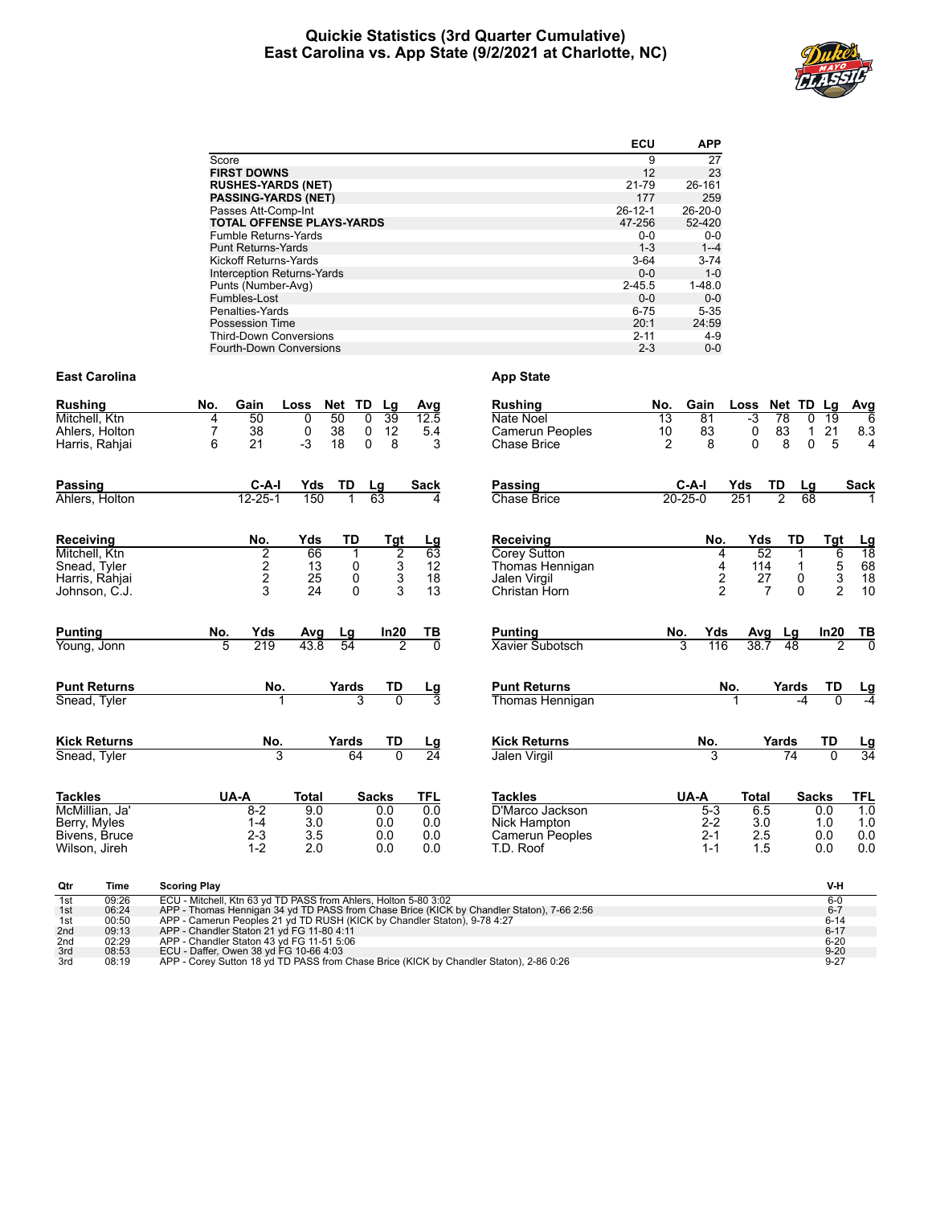# Quickie Statistics (3rd Quarter Cumulative)
## East Carolina vs. App State (9/2/2021 at Charlotte, NC)

| | ECU | APP |
|---|---|---|
| Score | 9 | 27 |
| **FIRST DOWNS** | 12 | 23 |
| **RUSHES-YARDS (NET)** | 21-79 | 26-161 |
| **PASSING-YARDS (NET)** | 177 | 259 |
| Passes Att-Comp-Int | 26-12-1 | 26-20-0 |
| **TOTAL OFFENSE PLAYS-YARDS** | 47-256 | 52-420 |
| Fumble Returns-Yards | 0-0 | 0-0 |
| Punt Returns-Yards | 1-3 | 1--4 |
| Kickoff Returns-Yards | 3-64 | 3-74 |
| Interception Returns-Yards | 0-0 | 1-0 |
| Punts (Number-Avg) | 2-45.5 | 1-48.0 |
| Fumbles-Lost | 0-0 | 0-0 |
| Penalties-Yards | 6-75 | 5-35 |
| Possession Time | 20:1 | 24:59 |
| Third-Down Conversions | 2-11 | 4-9 |
| Fourth-Down Conversions | 2-3 | 0-0 |

### East Carolina

| Rushing | No. | Gain | Loss | Net | TD | Lg | Avg |
|---|---|---|---|---|---|---|---|
| Mitchell, Ktn | 4 | 50 | 0 | 50 | 0 | 39 | 12.5 |
| Ahlers, Holton | 7 | 38 | 0 | 38 | 0 | 12 | 5.4 |
| Harris, Rahjai | 6 | 21 | -3 | 18 | 0 | 8 | 3 |

| Passing | C-A-I | Yds | TD | Lg | Sack |
|---|---|---|---|---|---|
| Ahlers, Holton | 12-25-1 | 150 | 1 | 63 | 4 |

| Receiving | No. | Yds | TD | Tgt | Lg |
|---|---|---|---|---|---|
| Mitchell, Ktn | 2 | 66 | 1 | 2 | 63 |
| Snead, Tyler | 2 | 13 | 0 | 3 | 12 |
| Harris, Rahjai | 2 | 25 | 0 | 3 | 18 |
| Johnson, C.J. | 3 | 24 | 0 | 3 | 13 |

| Punting | No. | Yds | Avg | Lg | In20 | TB |
|---|---|---|---|---|---|---|
| Young, Jonn | 5 | 219 | 43.8 | 54 | 2 | 0 |

| Punt Returns | No. | Yards | TD | Lg |
|---|---|---|---|---|
| Snead, Tyler | 1 | 3 | 0 | 3 |

| Kick Returns | No. | Yards | TD | Lg |
|---|---|---|---|---|
| Snead, Tyler | 3 | 64 | 0 | 24 |

| Tackles | UA-A | Total | Sacks | TFL |
|---|---|---|---|---|
| McMillian, Ja' | 8-2 | 9.0 | 0.0 | 0.0 |
| Berry, Myles | 1-4 | 3.0 | 0.0 | 0.0 |
| Bivens, Bruce | 2-3 | 3.5 | 0.0 | 0.0 |
| Wilson, Jireh | 1-2 | 2.0 | 0.0 | 0.0 |

### App State

| Rushing | No. | Gain | Loss | Net | TD | Lg | Avg |
|---|---|---|---|---|---|---|---|
| Nate Noel | 13 | 81 | -3 | 78 | 0 | 19 | 6 |
| Camerun Peoples | 10 | 83 | 0 | 83 | 1 | 21 | 8.3 |
| Chase Brice | 2 | 8 | 0 | 8 | 0 | 5 | 4 |

| Passing | C-A-I | Yds | TD | Lg | Sack |
|---|---|---|---|---|---|
| Chase Brice | 20-25-0 | 251 | 2 | 68 | 1 |

| Receiving | No. | Yds | TD | Tgt | Lg |
|---|---|---|---|---|---|
| Corey Sutton | 4 | 52 | 1 | 6 | 18 |
| Thomas Hennigan | 4 | 114 | 1 | 5 | 68 |
| Jalen Virgil | 2 | 27 | 0 | 3 | 18 |
| Christan Horn | 2 | 7 | 0 | 2 | 10 |

| Punting | No. | Yds | Avg | Lg | In20 | TB |
|---|---|---|---|---|---|---|
| Xavier Subotsch | 3 | 116 | 38.7 | 48 | 2 | 0 |

| Punt Returns | No. | Yards | TD | Lg |
|---|---|---|---|---|
| Thomas Hennigan | 1 | -4 | 0 | -4 |

| Kick Returns | No. | Yards | TD | Lg |
|---|---|---|---|---|
| Jalen Virgil | 3 | 74 | 0 | 34 |

| Tackles | UA-A | Total | Sacks | TFL |
|---|---|---|---|---|
| D'Marco Jackson | 5-3 | 6.5 | 0.0 | 1.0 |
| Nick Hampton | 2-2 | 3.0 | 1.0 | 1.0 |
| Camerun Peoples | 2-1 | 2.5 | 0.0 | 0.0 |
| T.D. Roof | 1-1 | 1.5 | 0.0 | 0.0 |

| Qtr | Time | Scoring Play | V-H |
|---|---|---|---|
| 1st | 09:26 | ECU - Mitchell, Ktn 63 yd TD PASS from Ahlers, Holton 5-80 3:02 | 6-0 |
| 1st | 06:24 | APP - Thomas Hennigan 34 yd TD PASS from Chase Brice (KICK by Chandler Staton), 7-66 2:56 | 6-7 |
| 1st | 00:50 | APP - Camerun Peoples 21 yd TD RUSH (KICK by Chandler Staton), 9-78 4:27 | 6-14 |
| 2nd | 09:13 | APP - Chandler Staton 21 yd FG 11-80 4:11 | 6-17 |
| 2nd | 02:29 | APP - Chandler Staton 43 yd FG 11-51 5:06 | 6-20 |
| 3rd | 08:53 | ECU - Daffer, Owen 38 yd FG 10-66 4:03 | 9-20 |
| 3rd | 08:19 | APP - Corey Sutton 18 yd TD PASS from Chase Brice (KICK by Chandler Staton), 2-86 0:26 | 9-27 |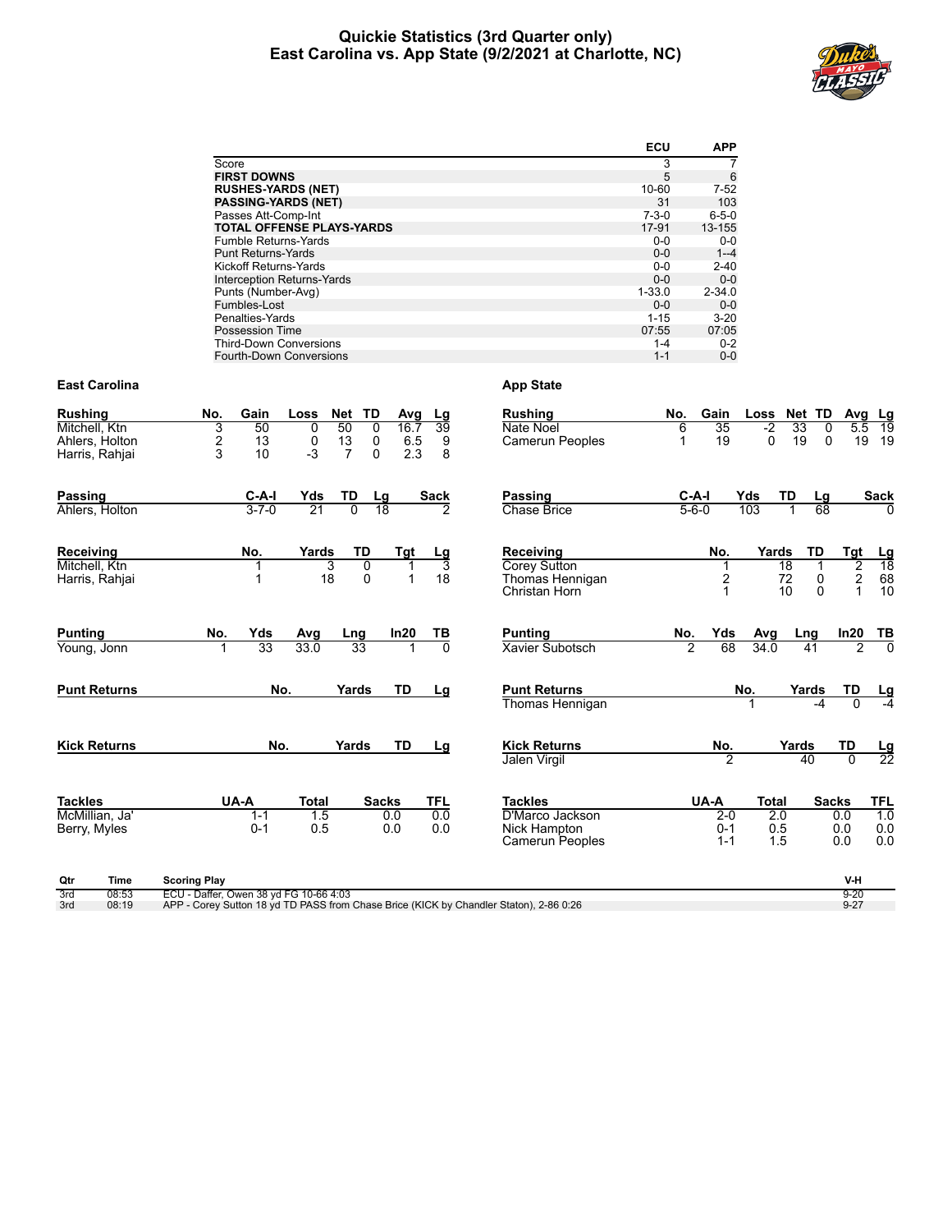# Quickie Statistics (3rd Quarter only)
## East Carolina vs. App State (9/2/2021 at Charlotte, NC)

| | ECU | APP |
|---|---|---|
| Score | 3 | 7 |
| **FIRST DOWNS** | 5 | 6 |
| **RUSHES-YARDS (NET)** | 10-60 | 7-52 |
| **PASSING-YARDS (NET)** | 31 | 103 |
| Passes Att-Comp-Int | 7-3-0 | 6-5-0 |
| **TOTAL OFFENSE PLAYS-YARDS** | 17-91 | 13-155 |
| Fumble Returns-Yards | 0-0 | 0-0 |
| Punt Returns-Yards | 0-0 | 1--4 |
| Kickoff Returns-Yards | 0-0 | 2-40 |
| Interception Returns-Yards | 0-0 | 0-0 |
| Punts (Number-Avg) | 1-33.0 | 2-34.0 |
| Fumbles-Lost | 0-0 | 0-0 |
| Penalties-Yards | 1-15 | 3-20 |
| Possession Time | 07:55 | 07:05 |
| Third-Down Conversions | 1-4 | 0-2 |
| Fourth-Down Conversions | 1-1 | 0-0 |

### East Carolina

| Rushing | No. | Gain | Loss | Net | TD | Avg | Lg |
|---|---|---|---|---|---|---|---|
| Mitchell, Ktn | 3 | 50 | 0 | 50 | 0 | 16.7 | 39 |
| Ahlers, Holton | 2 | 13 | 0 | 13 | 0 | 6.5 | 9 |
| Harris, Rahjai | 3 | 10 | -3 | 7 | 0 | 2.3 | 8 |

| Passing | C-A-I | Yds | TD | Lg | Sack |
|---|---|---|---|---|---|
| Ahlers, Holton | 3-7-0 | 21 | 0 | 18 | 2 |

| Receiving | No. | Yards | TD | Tgt | Lg |
|---|---|---|---|---|---|
| Mitchell, Ktn | 1 | 3 | 0 | 1 | 3 |
| Harris, Rahjai | 1 | 18 | 0 | 1 | 18 |

| Punting | No. | Yds | Avg | Lng | In20 | TB |
|---|---|---|---|---|---|---|
| Young, Jonn | 1 | 33 | 33.0 | 33 | 1 | 0 |

| Punt Returns | No. | Yards | TD | Lg |
|---|---|---|---|---|

| Kick Returns | No. | Yards | TD | Lg |
|---|---|---|---|---|

| Tackles | UA-A | Total | Sacks | TFL |
|---|---|---|---|---|
| McMillian, Ja' | 1-1 | 1.5 | 0.0 | 0.0 |
| Berry, Myles | 0-1 | 0.5 | 0.0 | 0.0 |

### App State

| Rushing | No. | Gain | Loss | Net | TD | Avg | Lg |
|---|---|---|---|---|---|---|---|
| Nate Noel | 6 | 35 | -2 | 33 | 0 | 5.5 | 19 |
| Camerun Peoples | 1 | 19 | 0 | 19 | 0 | 19 | 19 |

| Passing | C-A-I | Yds | TD | Lg | Sack |
|---|---|---|---|---|---|
| Chase Brice | 5-6-0 | 103 | 1 | 68 | 0 |

| Receiving | No. | Yards | TD | Tgt | Lg |
|---|---|---|---|---|---|
| Corey Sutton | 1 | 18 | 1 | 2 | 18 |
| Thomas Hennigan | 2 | 72 | 0 | 2 | 68 |
| Christan Horn | 1 | 10 | 0 | 1 | 10 |

| Punting | No. | Yds | Avg | Lng | In20 | TB |
|---|---|---|---|---|---|---|
| Xavier Subotsch | 2 | 68 | 34.0 | 41 | 2 | 0 |

| Punt Returns | No. | Yards | TD | Lg |
|---|---|---|---|---|
| Thomas Hennigan | 1 | -4 | 0 | -4 |

| Kick Returns | No. | Yards | TD | Lg |
|---|---|---|---|---|
| Jalen Virgil | 2 | 40 | 0 | 22 |

| Tackles | UA-A | Total | Sacks | TFL |
|---|---|---|---|---|
| D'Marco Jackson | 2-0 | 2.0 | 0.0 | 1.0 |
| Nick Hampton | 0-1 | 0.5 | 0.0 | 0.0 |
| Camerun Peoples | 1-1 | 1.5 | 0.0 | 0.0 |

| Qtr | Time | Scoring Play | V-H |
|---|---|---|---|
| 3rd | 08:53 | ECU - Daffer, Owen 38 yd FG 10-66 4:03 | 9-20 |
| 3rd | 08:19 | APP - Corey Sutton 18 yd TD PASS from Chase Brice (KICK by Chandler Staton), 2-86 0:26 | 9-27 |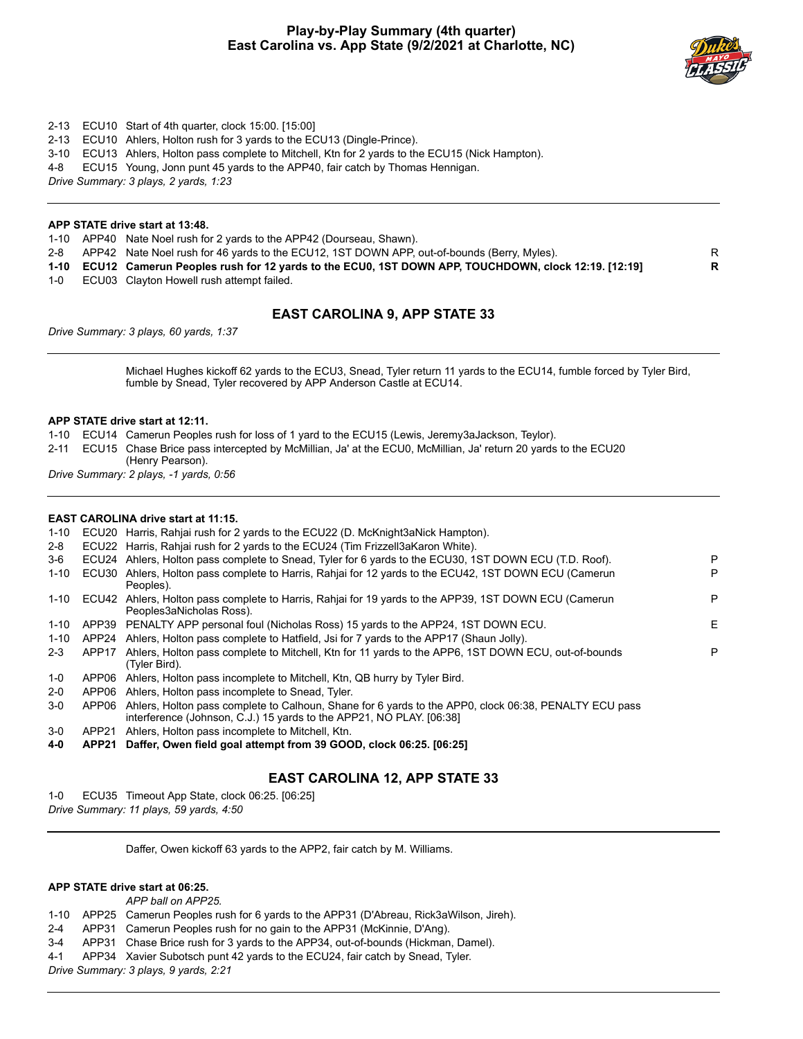# Play-by-Play Summary (4th quarter)
## East Carolina vs. App State (9/2/2021 at Charlotte, NC)

| Down | Spot | Play | |
|---|---|---|---|
| 2-13 | ECU10 | Start of 4th quarter, clock 15:00. [15:00] | |
| 2-13 | ECU10 | Ahlers, Holton rush for 3 yards to the ECU13 (Dingle-Prince). | |
| 3-10 | ECU13 | Ahlers, Holton pass complete to Mitchell, Ktn for 2 yards to the ECU15 (Nick Hampton). | |
| 4-8 | ECU15 | Young, Jonn punt 45 yards to the APP40, fair catch by Thomas Hennigan. | |

*Drive Summary: 3 plays, 2 yards, 1:23*

---

**APP STATE drive start at 13:48.**

| Down | Spot | Play | |
|---|---|---|---|
| 1-10 | APP40 | Nate Noel rush for 2 yards to the APP42 (Dourseau, Shawn). | |
| 2-8 | APP42 | Nate Noel rush for 46 yards to the ECU12, 1ST DOWN APP, out-of-bounds (Berry, Myles). | R |
| **1-10** | **ECU12** | **Camerun Peoples rush for 12 yards to the ECU0, 1ST DOWN APP, TOUCHDOWN, clock 12:19. [12:19]** | **R** |
| 1-0 | ECU03 | Clayton Howell rush attempt failed. | |

### EAST CAROLINA 9, APP STATE 33

*Drive Summary: 3 plays, 60 yards, 1:37*

---

Michael Hughes kickoff 62 yards to the ECU3, Snead, Tyler return 11 yards to the ECU14, fumble forced by Tyler Bird, fumble by Snead, Tyler recovered by APP Anderson Castle at ECU14.

**APP STATE drive start at 12:11.**

| Down | Spot | Play | |
|---|---|---|---|
| 1-10 | ECU14 | Camerun Peoples rush for loss of 1 yard to the ECU15 (Lewis, Jeremy3aJackson, Teylor). | |
| 2-11 | ECU15 | Chase Brice pass intercepted by McMillian, Ja' at the ECU0, McMillian, Ja' return 20 yards to the ECU20 (Henry Pearson). | |

*Drive Summary: 2 plays, -1 yards, 0:56*

---

**EAST CAROLINA drive start at 11:15.**

| Down | Spot | Play | |
|---|---|---|---|
| 1-10 | ECU20 | Harris, Rahjai rush for 2 yards to the ECU22 (D. McKnight3aNick Hampton). | |
| 2-8 | ECU22 | Harris, Rahjai rush for 2 yards to the ECU24 (Tim Frizzell3aKaron White). | |
| 3-6 | ECU24 | Ahlers, Holton pass complete to Snead, Tyler for 6 yards to the ECU30, 1ST DOWN ECU (T.D. Roof). | P |
| 1-10 | ECU30 | Ahlers, Holton pass complete to Harris, Rahjai for 12 yards to the ECU42, 1ST DOWN ECU (Camerun Peoples). | P |
| 1-10 | ECU42 | Ahlers, Holton pass complete to Harris, Rahjai for 19 yards to the APP39, 1ST DOWN ECU (Camerun Peoples3aNicholas Ross). | P |
| 1-10 | APP39 | PENALTY APP personal foul (Nicholas Ross) 15 yards to the APP24, 1ST DOWN ECU. | E |
| 1-10 | APP24 | Ahlers, Holton pass complete to Hatfield, Jsi for 7 yards to the APP17 (Shaun Jolly). | |
| 2-3 | APP17 | Ahlers, Holton pass complete to Mitchell, Ktn for 11 yards to the APP6, 1ST DOWN ECU, out-of-bounds (Tyler Bird). | P |
| 1-0 | APP06 | Ahlers, Holton pass incomplete to Mitchell, Ktn, QB hurry by Tyler Bird. | |
| 2-0 | APP06 | Ahlers, Holton pass incomplete to Snead, Tyler. | |
| 3-0 | APP06 | Ahlers, Holton pass complete to Calhoun, Shane for 6 yards to the APP0, clock 06:38, PENALTY ECU pass interference (Johnson, C.J.) 15 yards to the APP21, NO PLAY. [06:38] | |
| 3-0 | APP21 | Ahlers, Holton pass incomplete to Mitchell, Ktn. | |
| **4-0** | **APP21** | **Daffer, Owen field goal attempt from 39 GOOD, clock 06:25. [06:25]** | |

### EAST CAROLINA 12, APP STATE 33

| Down | Spot | Play |
|---|---|---|
| 1-0 | ECU35 | Timeout App State, clock 06:25. [06:25] |

*Drive Summary: 11 plays, 59 yards, 4:50*

---

Daffer, Owen kickoff 63 yards to the APP2, fair catch by M. Williams.

**APP STATE drive start at 06:25.**

*APP ball on APP25.*

| Down | Spot | Play |
|---|---|---|
| 1-10 | APP25 | Camerun Peoples rush for 6 yards to the APP31 (D'Abreau, Rick3aWilson, Jireh). |
| 2-4 | APP31 | Camerun Peoples rush for no gain to the APP31 (McKinnie, D'Ang). |
| 3-4 | APP31 | Chase Brice rush for 3 yards to the APP34, out-of-bounds (Hickman, Damel). |
| 4-1 | APP34 | Xavier Subotsch punt 42 yards to the ECU24, fair catch by Snead, Tyler. |

*Drive Summary: 3 plays, 9 yards, 2:21*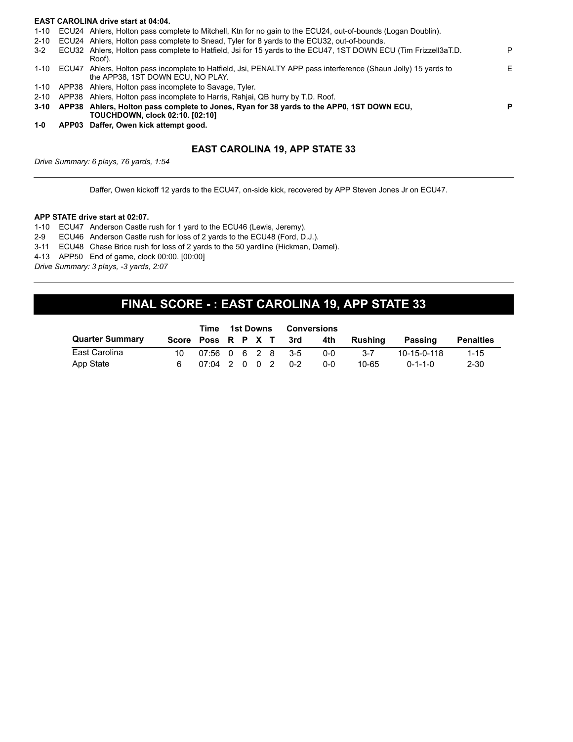**EAST CAROLINA drive start at 04:04.**

| | | | |
|---|---|---|---|
| 1-10 | ECU24 | Ahlers, Holton pass complete to Mitchell, Ktn for no gain to the ECU24, out-of-bounds (Logan Doublin). | |
| 2-10 | ECU24 | Ahlers, Holton pass complete to Snead, Tyler for 8 yards to the ECU32, out-of-bounds. | |
| 3-2 | ECU32 | Ahlers, Holton pass complete to Hatfield, Jsi for 15 yards to the ECU47, 1ST DOWN ECU (Tim Frizzell3aT.D. Roof). | P |
| 1-10 | ECU47 | Ahlers, Holton pass incomplete to Hatfield, Jsi, PENALTY APP pass interference (Shaun Jolly) 15 yards to the APP38, 1ST DOWN ECU, NO PLAY. | E |
| 1-10 | APP38 | Ahlers, Holton pass incomplete to Savage, Tyler. | |
| 2-10 | APP38 | Ahlers, Holton pass incomplete to Harris, Rahjai, QB hurry by T.D. Roof. | |
| **3-10** | **APP38** | **Ahlers, Holton pass complete to Jones, Ryan for 38 yards to the APP0, 1ST DOWN ECU, TOUCHDOWN, clock 02:10. [02:10]** | **P** |
| **1-0** | **APP03** | **Daffer, Owen kick attempt good.** | |

### EAST CAROLINA 19, APP STATE 33

*Drive Summary: 6 plays, 76 yards, 1:54*

---

Daffer, Owen kickoff 12 yards to the ECU47, on-side kick, recovered by APP Steven Jones Jr on ECU47.

**APP STATE drive start at 02:07.**

| | | |
|---|---|---|
| 1-10 | ECU47 | Anderson Castle rush for 1 yard to the ECU46 (Lewis, Jeremy). |
| 2-9 | ECU46 | Anderson Castle rush for loss of 2 yards to the ECU48 (Ford, D.J.). |
| 3-11 | ECU48 | Chase Brice rush for loss of 2 yards to the 50 yardline (Hickman, Damel). |
| 4-13 | APP50 | End of game, clock 00:00. [00:00] |

*Drive Summary: 3 plays, -3 yards, 2:07*

---

## FINAL SCORE - : EAST CAROLINA 19, APP STATE 33

| Quarter Summary | Score | Time Poss | 1st Downs R | P | X | T | Conversions 3rd | 4th | Rushing | Passing | Penalties |
|---|---|---|---|---|---|---|---|---|---|---|---|
| East Carolina | 10 | 07:56 | 0 | 6 | 2 | 8 | 3-5 | 0-0 | 3-7 | 10-15-0-118 | 1-15 |
| App State | 6 | 07:04 | 2 | 0 | 0 | 2 | 0-2 | 0-0 | 10-65 | 0-1-1-0 | 2-30 |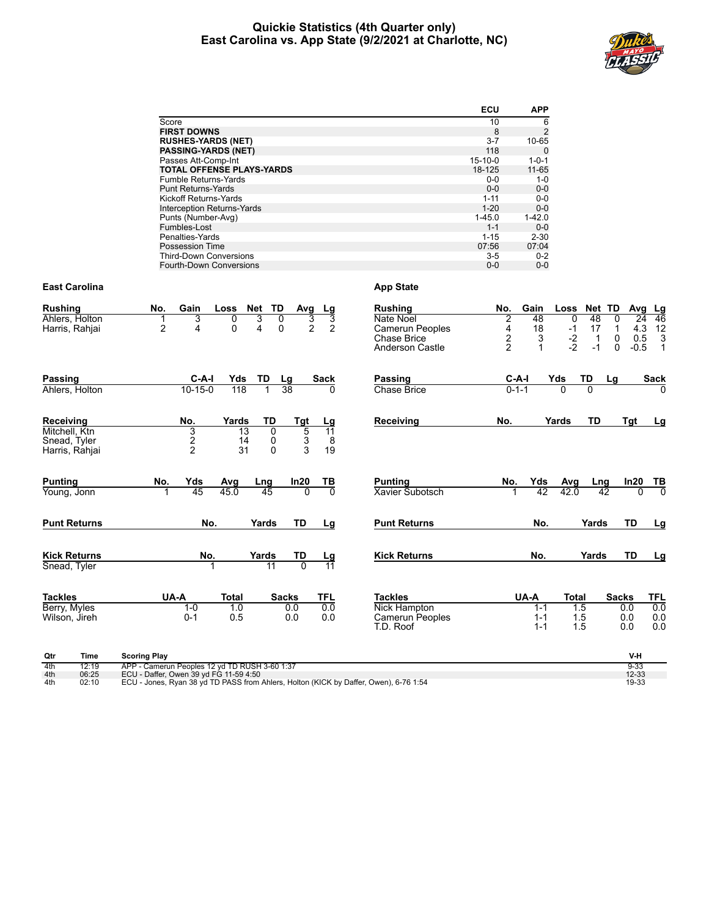# Quickie Statistics (4th Quarter only)
## East Carolina vs. App State (9/2/2021 at Charlotte, NC)

| | ECU | APP |
|---|---|---|
| Score | 10 | 6 |
| **FIRST DOWNS** | 8 | 2 |
| **RUSHES-YARDS (NET)** | 3-7 | 10-65 |
| **PASSING-YARDS (NET)** | 118 | 0 |
| Passes Att-Comp-Int | 15-10-0 | 1-0-1 |
| **TOTAL OFFENSE PLAYS-YARDS** | 18-125 | 11-65 |
| Fumble Returns-Yards | 0-0 | 1-0 |
| Punt Returns-Yards | 0-0 | 0-0 |
| Kickoff Returns-Yards | 1-11 | 0-0 |
| Interception Returns-Yards | 1-20 | 0-0 |
| Punts (Number-Avg) | 1-45.0 | 1-42.0 |
| Fumbles-Lost | 1-1 | 0-0 |
| Penalties-Yards | 1-15 | 2-30 |
| Possession Time | 07:56 | 07:04 |
| Third-Down Conversions | 3-5 | 0-2 |
| Fourth-Down Conversions | 0-0 | 0-0 |

### East Carolina

| Rushing | No. | Gain | Loss | Net | TD | Avg | Lg |
|---|---|---|---|---|---|---|---|
| Ahlers, Holton | 1 | 3 | 0 | 3 | 0 | 3 | 3 |
| Harris, Rahjai | 2 | 4 | 0 | 4 | 0 | 2 | 2 |

| Passing | C-A-I | Yds | TD | Lg | Sack |
|---|---|---|---|---|---|
| Ahlers, Holton | 10-15-0 | 118 | 1 | 38 | 0 |

| Receiving | No. | Yards | TD | Tgt | Lg |
|---|---|---|---|---|---|
| Mitchell, Ktn | 3 | 13 | 0 | 5 | 11 |
| Snead, Tyler | 2 | 14 | 0 | 3 | 8 |
| Harris, Rahjai | 2 | 31 | 0 | 3 | 19 |

| Punting | No. | Yds | Avg | Lng | In20 | TB |
|---|---|---|---|---|---|---|
| Young, Jonn | 1 | 45 | 45.0 | 45 | 0 | 0 |

| Punt Returns | No. | Yards | TD | Lg |
|---|---|---|---|---|

| Kick Returns | No. | Yards | TD | Lg |
|---|---|---|---|---|
| Snead, Tyler | 1 | 11 | 0 | 11 |

| Tackles | UA-A | Total | Sacks | TFL |
|---|---|---|---|---|
| Berry, Myles | 1-0 | 1.0 | 0.0 | 0.0 |
| Wilson, Jireh | 0-1 | 0.5 | 0.0 | 0.0 |

### App State

| Rushing | No. | Gain | Loss | Net | TD | Avg | Lg |
|---|---|---|---|---|---|---|---|
| Nate Noel | 2 | 48 | 0 | 48 | 0 | 24 | 46 |
| Camerun Peoples | 4 | 18 | -1 | 17 | 1 | 4.3 | 12 |
| Chase Brice | 2 | 3 | -2 | 1 | 0 | 0.5 | 3 |
| Anderson Castle | 2 | 1 | -2 | -1 | 0 | -0.5 | 1 |

| Passing | C-A-I | Yds | TD | Lg | Sack |
|---|---|---|---|---|---|
| Chase Brice | 0-1-1 | 0 | 0 | | 0 |

| Receiving | No. | Yards | TD | Tgt | Lg |
|---|---|---|---|---|---|

| Punting | No. | Yds | Avg | Lng | In20 | TB |
|---|---|---|---|---|---|---|
| Xavier Subotsch | 1 | 42 | 42.0 | 42 | 0 | 0 |

| Punt Returns | No. | Yards | TD | Lg |
|---|---|---|---|---|

| Kick Returns | No. | Yards | TD | Lg |
|---|---|---|---|---|

| Tackles | UA-A | Total | Sacks | TFL |
|---|---|---|---|---|
| Nick Hampton | 1-1 | 1.5 | 0.0 | 0.0 |
| Camerun Peoples | 1-1 | 1.5 | 0.0 | 0.0 |
| T.D. Roof | 1-1 | 1.5 | 0.0 | 0.0 |

| Qtr | Time | Scoring Play | V-H |
|---|---|---|---|
| 4th | 12:19 | APP - Camerun Peoples 12 yd TD RUSH 3-60 1:37 | 9-33 |
| 4th | 06:25 | ECU - Daffer, Owen 39 yd FG 11-59 4:50 | 12-33 |
| 4th | 02:10 | ECU - Jones, Ryan 38 yd TD PASS from Ahlers, Holton (KICK by Daffer, Owen), 6-76 1:54 | 19-33 |